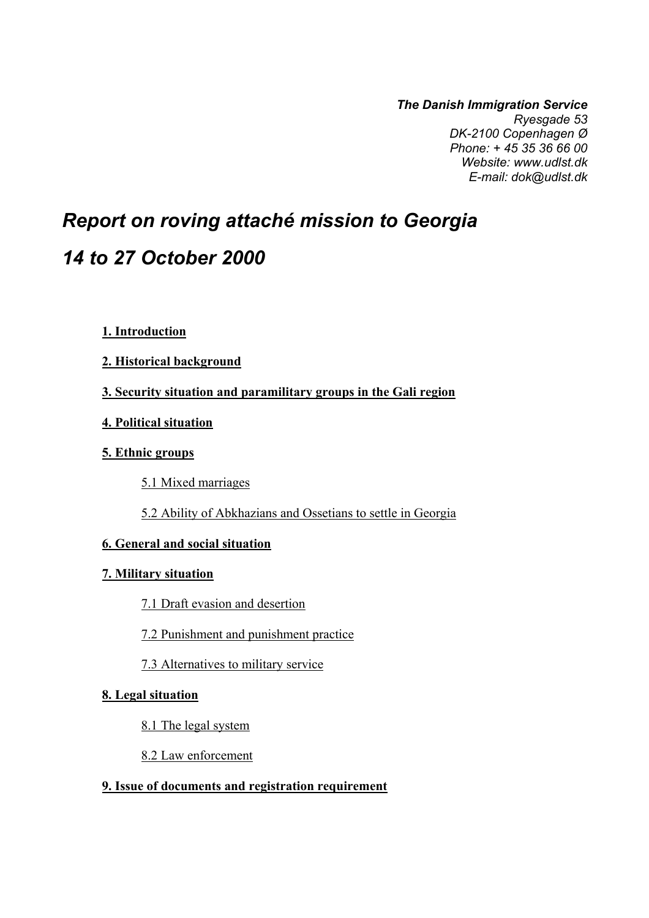***The Danish Immigration Service***
*Ryesgade 53*
*DK-2100 Copenhagen Ø*
*Phone: + 45 35 36 66 00*
*Website: www.udlst.dk*
*E-mail: dok@udlst.dk*

# *Report on roving attaché mission to Georgia*

# *14 to 27 October 2000*

**1. Introduction**

**2. Historical background**

**3. Security situation and paramilitary groups in the Gali region**

**4. Political situation**

**5. Ethnic groups**

- 5.1 Mixed marriages
- 5.2 Ability of Abkhazians and Ossetians to settle in Georgia

**6. General and social situation**

**7. Military situation**

- 7.1 Draft evasion and desertion
- 7.2 Punishment and punishment practice
- 7.3 Alternatives to military service

**8. Legal situation**

- 8.1 The legal system
- 8.2 Law enforcement

**9. Issue of documents and registration requirement**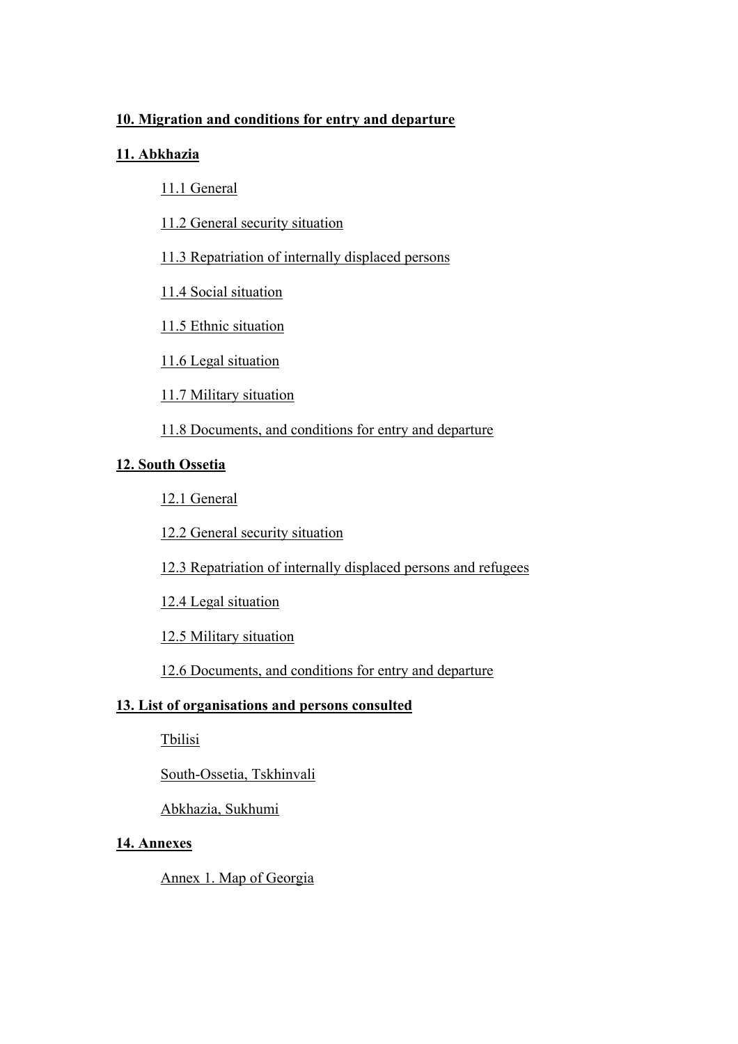**10. Migration and conditions for entry and departure**

**11. Abkhazia**

- 11.1 General
- 11.2 General security situation
- 11.3 Repatriation of internally displaced persons
- 11.4 Social situation
- 11.5 Ethnic situation
- 11.6 Legal situation
- 11.7 Military situation
- 11.8 Documents, and conditions for entry and departure

**12. South Ossetia**

- 12.1 General
- 12.2 General security situation
- 12.3 Repatriation of internally displaced persons and refugees
- 12.4 Legal situation
- 12.5 Military situation
- 12.6 Documents, and conditions for entry and departure

**13. List of organisations and persons consulted**

- Tbilisi
- South-Ossetia, Tskhinvali
- Abkhazia, Sukhumi

**14. Annexes**

- Annex 1. Map of Georgia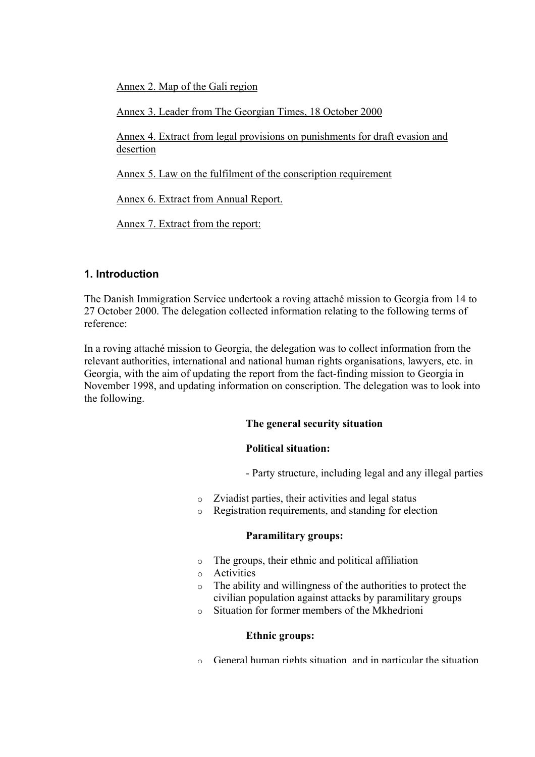Annex 2. Map of the Gali region

Annex 3. Leader from The Georgian Times, 18 October 2000

Annex 4. Extract from legal provisions on punishments for draft evasion and desertion

Annex 5. Law on the fulfilment of the conscription requirement

Annex 6. Extract from Annual Report.

Annex 7. Extract from the report:

## 1. Introduction

The Danish Immigration Service undertook a roving attaché mission to Georgia from 14 to 27 October 2000. The delegation collected information relating to the following terms of reference:

In a roving attaché mission to Georgia, the delegation was to collect information from the relevant authorities, international and national human rights organisations, lawyers, etc. in Georgia, with the aim of updating the report from the fact-finding mission to Georgia in November 1998, and updating information on conscription. The delegation was to look into the following.

**The general security situation**

**Political situation:**

- Party structure, including legal and any illegal parties

- Zviadist parties, their activities and legal status
- Registration requirements, and standing for election

**Paramilitary groups:**

- The groups, their ethnic and political affiliation
- Activities
- The ability and willingness of the authorities to protect the civilian population against attacks by paramilitary groups
- Situation for former members of the Mkhedrioni

**Ethnic groups:**

- General human rights situation, and in particular the situation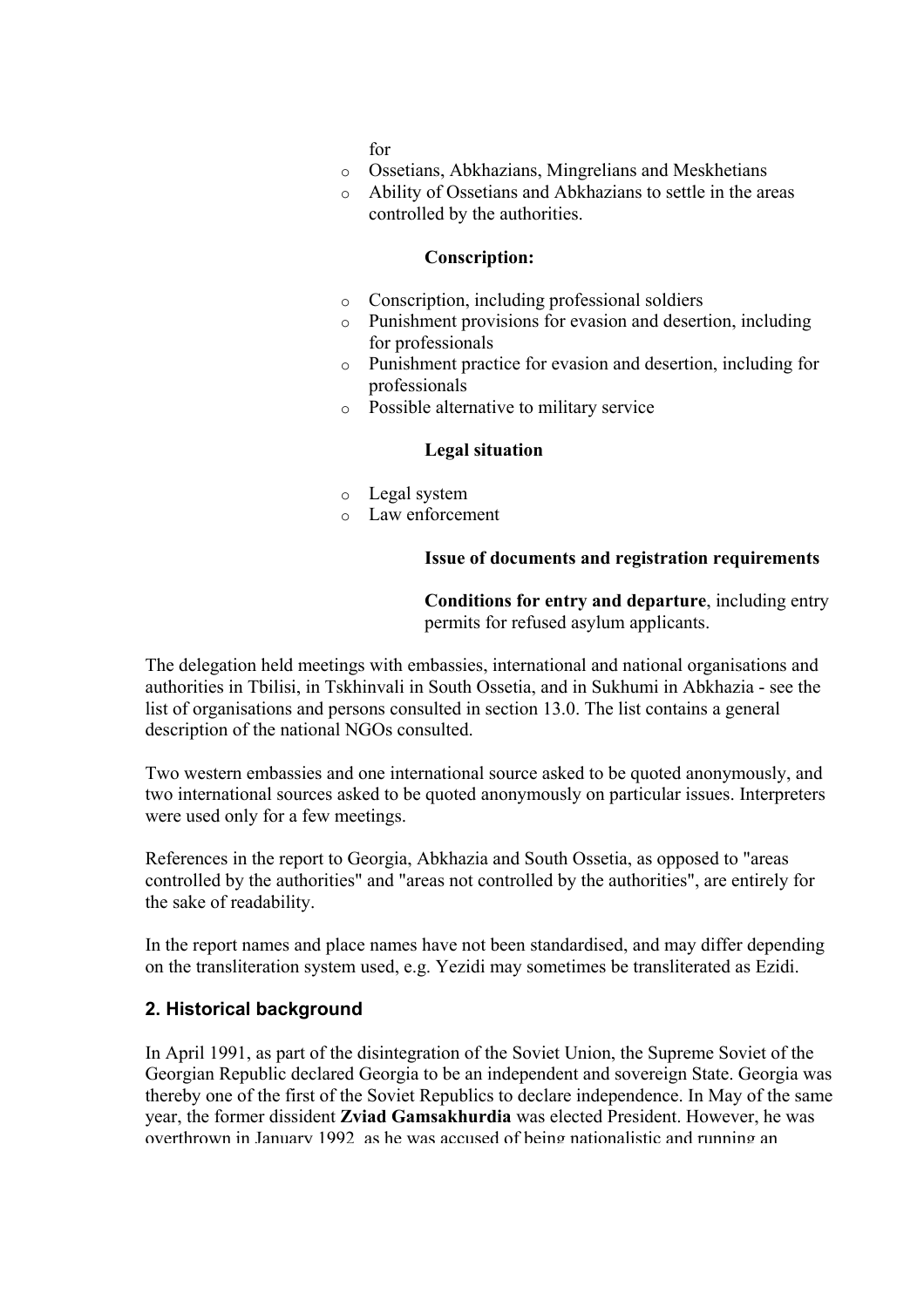for

- Ossetians, Abkhazians, Mingrelians and Meskhetians
- Ability of Ossetians and Abkhazians to settle in the areas controlled by the authorities.

**Conscription:**

- Conscription, including professional soldiers
- Punishment provisions for evasion and desertion, including for professionals
- Punishment practice for evasion and desertion, including for professionals
- Possible alternative to military service

**Legal situation**

- Legal system
- Law enforcement

**Issue of documents and registration requirements**

**Conditions for entry and departure**, including entry permits for refused asylum applicants.

The delegation held meetings with embassies, international and national organisations and authorities in Tbilisi, in Tskhinvali in South Ossetia, and in Sukhumi in Abkhazia - see the list of organisations and persons consulted in section 13.0. The list contains a general description of the national NGOs consulted.

Two western embassies and one international source asked to be quoted anonymously, and two international sources asked to be quoted anonymously on particular issues. Interpreters were used only for a few meetings.

References in the report to Georgia, Abkhazia and South Ossetia, as opposed to "areas controlled by the authorities" and "areas not controlled by the authorities", are entirely for the sake of readability.

In the report names and place names have not been standardised, and may differ depending on the transliteration system used, e.g. Yezidi may sometimes be transliterated as Ezidi.

## 2. Historical background

In April 1991, as part of the disintegration of the Soviet Union, the Supreme Soviet of the Georgian Republic declared Georgia to be an independent and sovereign State. Georgia was thereby one of the first of the Soviet Republics to declare independence. In May of the same year, the former dissident **Zviad Gamsakhurdia** was elected President. However, he was overthrown in January 1992, as he was accused of being nationalistic and running an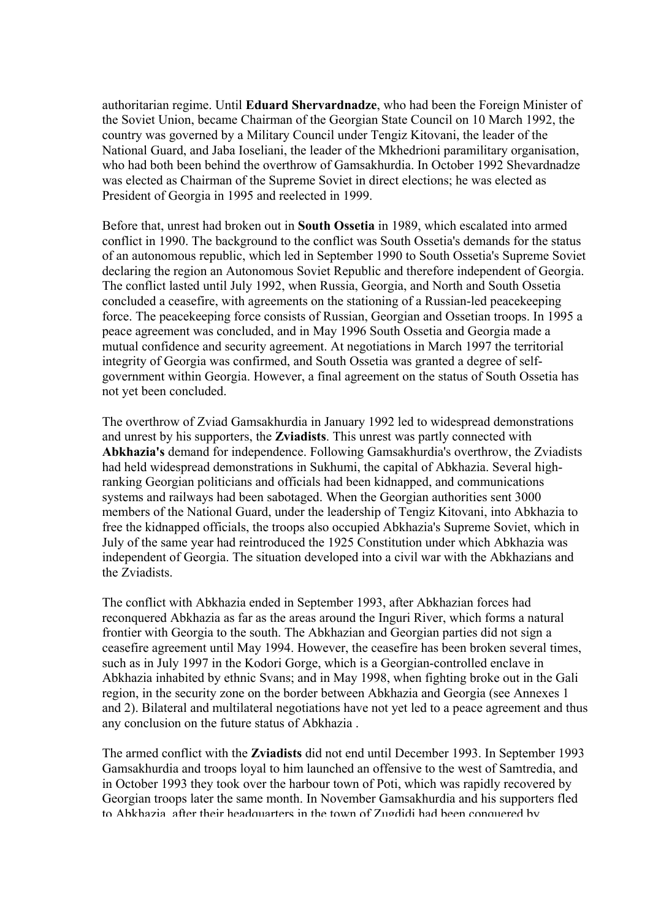authoritarian regime. Until **Eduard Shervardnadze**, who had been the Foreign Minister of the Soviet Union, became Chairman of the Georgian State Council on 10 March 1992, the country was governed by a Military Council under Tengiz Kitovani, the leader of the National Guard, and Jaba Ioseliani, the leader of the Mkhedrioni paramilitary organisation, who had both been behind the overthrow of Gamsakhurdia. In October 1992 Shevardnadze was elected as Chairman of the Supreme Soviet in direct elections; he was elected as President of Georgia in 1995 and reelected in 1999.

Before that, unrest had broken out in **South Ossetia** in 1989, which escalated into armed conflict in 1990. The background to the conflict was South Ossetia's demands for the status of an autonomous republic, which led in September 1990 to South Ossetia's Supreme Soviet declaring the region an Autonomous Soviet Republic and therefore independent of Georgia. The conflict lasted until July 1992, when Russia, Georgia, and North and South Ossetia concluded a ceasefire, with agreements on the stationing of a Russian-led peacekeeping force. The peacekeeping force consists of Russian, Georgian and Ossetian troops. In 1995 a peace agreement was concluded, and in May 1996 South Ossetia and Georgia made a mutual confidence and security agreement. At negotiations in March 1997 the territorial integrity of Georgia was confirmed, and South Ossetia was granted a degree of self-government within Georgia. However, a final agreement on the status of South Ossetia has not yet been concluded.

The overthrow of Zviad Gamsakhurdia in January 1992 led to widespread demonstrations and unrest by his supporters, the **Zviadists**. This unrest was partly connected with **Abkhazia's** demand for independence. Following Gamsakhurdia's overthrow, the Zviadists had held widespread demonstrations in Sukhumi, the capital of Abkhazia. Several high-ranking Georgian politicians and officials had been kidnapped, and communications systems and railways had been sabotaged. When the Georgian authorities sent 3000 members of the National Guard, under the leadership of Tengiz Kitovani, into Abkhazia to free the kidnapped officials, the troops also occupied Abkhazia's Supreme Soviet, which in July of the same year had reintroduced the 1925 Constitution under which Abkhazia was independent of Georgia. The situation developed into a civil war with the Abkhazians and the Zviadists.

The conflict with Abkhazia ended in September 1993, after Abkhazian forces had reconquered Abkhazia as far as the areas around the Inguri River, which forms a natural frontier with Georgia to the south. The Abkhazian and Georgian parties did not sign a ceasefire agreement until May 1994. However, the ceasefire has been broken several times, such as in July 1997 in the Kodori Gorge, which is a Georgian-controlled enclave in Abkhazia inhabited by ethnic Svans; and in May 1998, when fighting broke out in the Gali region, in the security zone on the border between Abkhazia and Georgia (see Annexes 1 and 2). Bilateral and multilateral negotiations have not yet led to a peace agreement and thus any conclusion on the future status of Abkhazia .

The armed conflict with the **Zviadists** did not end until December 1993. In September 1993 Gamsakhurdia and troops loyal to him launched an offensive to the west of Samtredia, and in October 1993 they took over the harbour town of Poti, which was rapidly recovered by Georgian troops later the same month. In November Gamsakhurdia and his supporters fled to Abkhazia, after their headquarters in the town of Zugdidi had been conquered by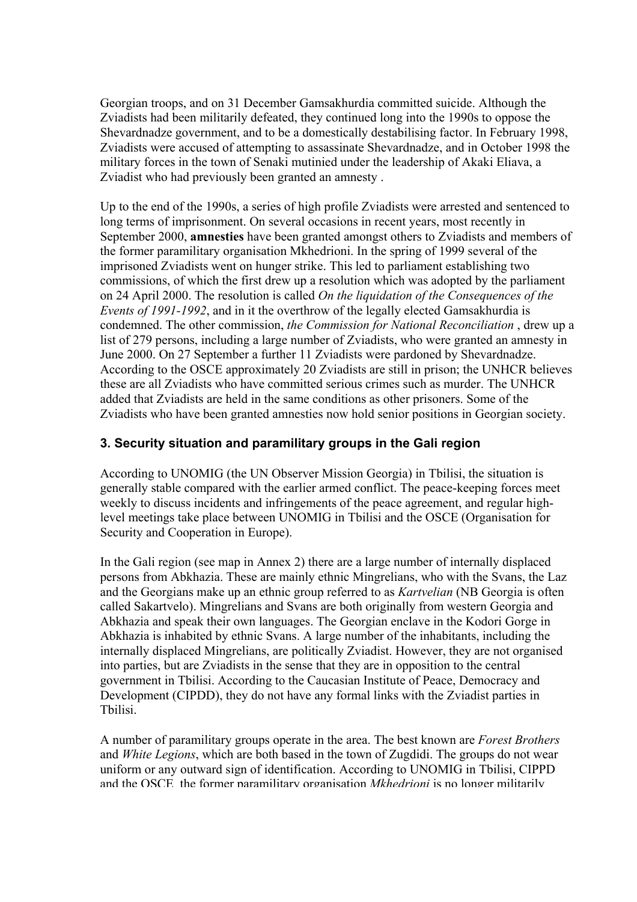Georgian troops, and on 31 December Gamsakhurdia committed suicide. Although the Zviadists had been militarily defeated, they continued long into the 1990s to oppose the Shevardnadze government, and to be a domestically destabilising factor. In February 1998, Zviadists were accused of attempting to assassinate Shevardnadze, and in October 1998 the military forces in the town of Senaki mutinied under the leadership of Akaki Eliava, a Zviadist who had previously been granted an amnesty .

Up to the end of the 1990s, a series of high profile Zviadists were arrested and sentenced to long terms of imprisonment. On several occasions in recent years, most recently in September 2000, **amnesties** have been granted amongst others to Zviadists and members of the former paramilitary organisation Mkhedrioni. In the spring of 1999 several of the imprisoned Zviadists went on hunger strike. This led to parliament establishing two commissions, of which the first drew up a resolution which was adopted by the parliament on 24 April 2000. The resolution is called *On the liquidation of the Consequences of the Events of 1991-1992*, and in it the overthrow of the legally elected Gamsakhurdia is condemned. The other commission, *the Commission for National Reconciliation* , drew up a list of 279 persons, including a large number of Zviadists, who were granted an amnesty in June 2000. On 27 September a further 11 Zviadists were pardoned by Shevardnadze. According to the OSCE approximately 20 Zviadists are still in prison; the UNHCR believes these are all Zviadists who have committed serious crimes such as murder. The UNHCR added that Zviadists are held in the same conditions as other prisoners. Some of the Zviadists who have been granted amnesties now hold senior positions in Georgian society.

### 3. Security situation and paramilitary groups in the Gali region

According to UNOMIG (the UN Observer Mission Georgia) in Tbilisi, the situation is generally stable compared with the earlier armed conflict. The peace-keeping forces meet weekly to discuss incidents and infringements of the peace agreement, and regular high-level meetings take place between UNOMIG in Tbilisi and the OSCE (Organisation for Security and Cooperation in Europe).

In the Gali region (see map in Annex 2) there are a large number of internally displaced persons from Abkhazia. These are mainly ethnic Mingrelians, who with the Svans, the Laz and the Georgians make up an ethnic group referred to as *Kartvelian* (NB Georgia is often called Sakartvelo). Mingrelians and Svans are both originally from western Georgia and Abkhazia and speak their own languages. The Georgian enclave in the Kodori Gorge in Abkhazia is inhabited by ethnic Svans. A large number of the inhabitants, including the internally displaced Mingrelians, are politically Zviadist. However, they are not organised into parties, but are Zviadists in the sense that they are in opposition to the central government in Tbilisi. According to the Caucasian Institute of Peace, Democracy and Development (CIPDD), they do not have any formal links with the Zviadist parties in Tbilisi.

A number of paramilitary groups operate in the area. The best known are *Forest Brothers* and *White Legions*, which are both based in the town of Zugdidi. The groups do not wear uniform or any outward sign of identification. According to UNOMIG in Tbilisi, CIPPD and the OSCE, the former paramilitary organisation *Mkhedrioni* is no longer militarily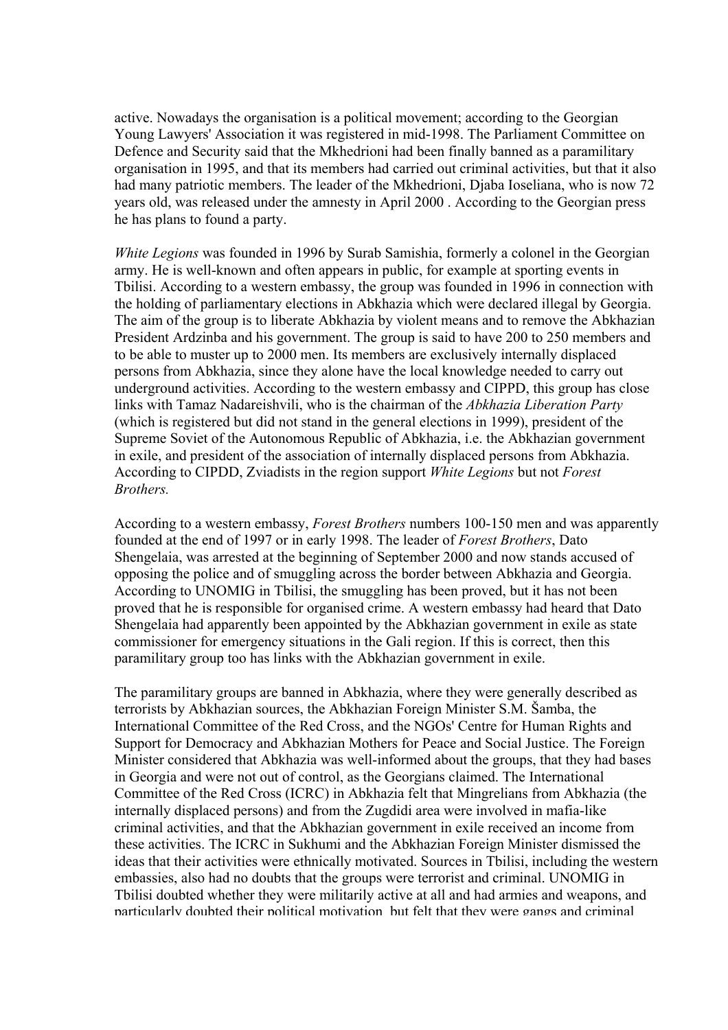active. Nowadays the organisation is a political movement; according to the Georgian Young Lawyers' Association it was registered in mid-1998. The Parliament Committee on Defence and Security said that the Mkhedrioni had been finally banned as a paramilitary organisation in 1995, and that its members had carried out criminal activities, but that it also had many patriotic members. The leader of the Mkhedrioni, Djaba Ioseliana, who is now 72 years old, was released under the amnesty in April 2000 . According to the Georgian press he has plans to found a party.

*White Legions* was founded in 1996 by Surab Samishia, formerly a colonel in the Georgian army. He is well-known and often appears in public, for example at sporting events in Tbilisi. According to a western embassy, the group was founded in 1996 in connection with the holding of parliamentary elections in Abkhazia which were declared illegal by Georgia. The aim of the group is to liberate Abkhazia by violent means and to remove the Abkhazian President Ardzinba and his government. The group is said to have 200 to 250 members and to be able to muster up to 2000 men. Its members are exclusively internally displaced persons from Abkhazia, since they alone have the local knowledge needed to carry out underground activities. According to the western embassy and CIPPD, this group has close links with Tamaz Nadareishvili, who is the chairman of the *Abkhazia Liberation Party* (which is registered but did not stand in the general elections in 1999), president of the Supreme Soviet of the Autonomous Republic of Abkhazia, i.e. the Abkhazian government in exile, and president of the association of internally displaced persons from Abkhazia. According to CIPDD, Zviadists in the region support *White Legions* but not *Forest Brothers.*

According to a western embassy, *Forest Brothers* numbers 100-150 men and was apparently founded at the end of 1997 or in early 1998. The leader of *Forest Brothers*, Dato Shengelaia, was arrested at the beginning of September 2000 and now stands accused of opposing the police and of smuggling across the border between Abkhazia and Georgia. According to UNOMIG in Tbilisi, the smuggling has been proved, but it has not been proved that he is responsible for organised crime. A western embassy had heard that Dato Shengelaia had apparently been appointed by the Abkhazian government in exile as state commissioner for emergency situations in the Gali region. If this is correct, then this paramilitary group too has links with the Abkhazian government in exile.

The paramilitary groups are banned in Abkhazia, where they were generally described as terrorists by Abkhazian sources, the Abkhazian Foreign Minister S.M. Šamba, the International Committee of the Red Cross, and the NGOs' Centre for Human Rights and Support for Democracy and Abkhazian Mothers for Peace and Social Justice. The Foreign Minister considered that Abkhazia was well-informed about the groups, that they had bases in Georgia and were not out of control, as the Georgians claimed. The International Committee of the Red Cross (ICRC) in Abkhazia felt that Mingrelians from Abkhazia (the internally displaced persons) and from the Zugdidi area were involved in mafia-like criminal activities, and that the Abkhazian government in exile received an income from these activities. The ICRC in Sukhumi and the Abkhazian Foreign Minister dismissed the ideas that their activities were ethnically motivated. Sources in Tbilisi, including the western embassies, also had no doubts that the groups were terrorist and criminal. UNOMIG in Tbilisi doubted whether they were militarily active at all and had armies and weapons, and particularly doubted their political motivation, but felt that they were gangs and criminal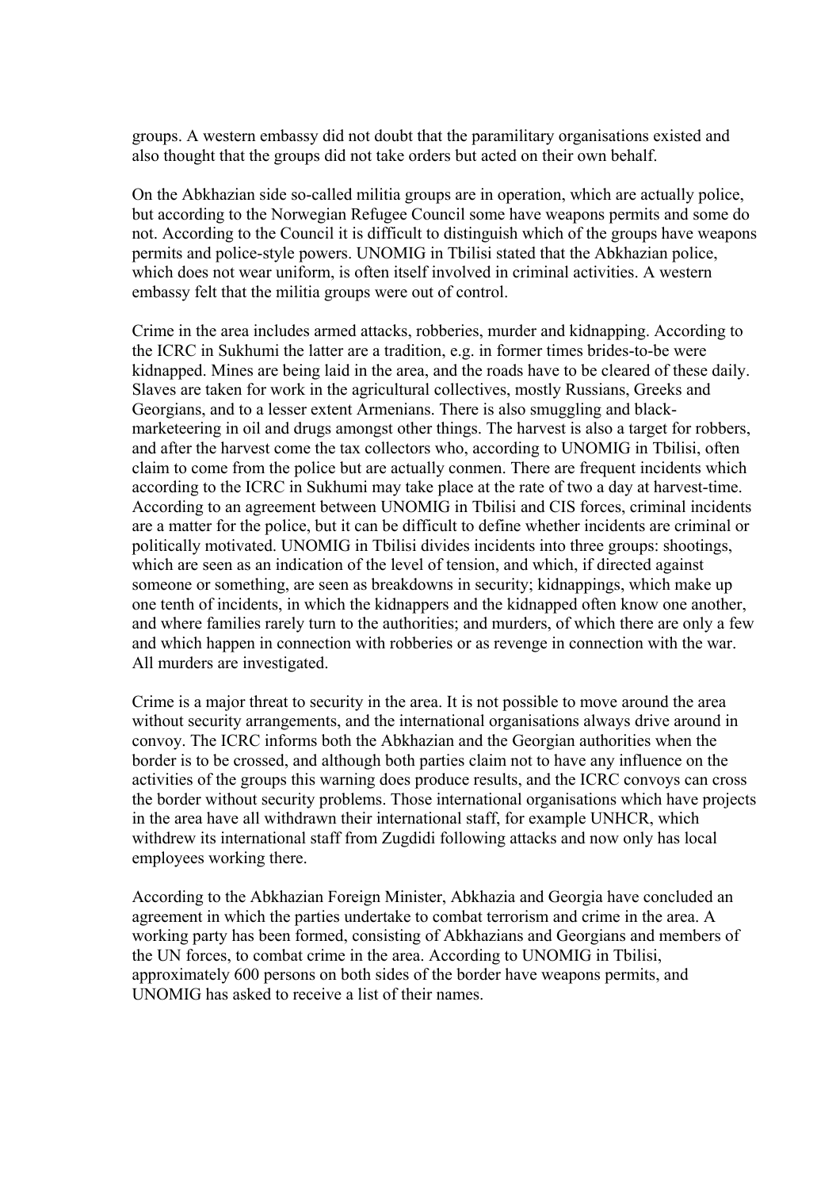groups. A western embassy did not doubt that the paramilitary organisations existed and also thought that the groups did not take orders but acted on their own behalf.

On the Abkhazian side so-called militia groups are in operation, which are actually police, but according to the Norwegian Refugee Council some have weapons permits and some do not. According to the Council it is difficult to distinguish which of the groups have weapons permits and police-style powers. UNOMIG in Tbilisi stated that the Abkhazian police, which does not wear uniform, is often itself involved in criminal activities. A western embassy felt that the militia groups were out of control.

Crime in the area includes armed attacks, robberies, murder and kidnapping. According to the ICRC in Sukhumi the latter are a tradition, e.g. in former times brides-to-be were kidnapped. Mines are being laid in the area, and the roads have to be cleared of these daily. Slaves are taken for work in the agricultural collectives, mostly Russians, Greeks and Georgians, and to a lesser extent Armenians. There is also smuggling and black-marketeering in oil and drugs amongst other things. The harvest is also a target for robbers, and after the harvest come the tax collectors who, according to UNOMIG in Tbilisi, often claim to come from the police but are actually conmen. There are frequent incidents which according to the ICRC in Sukhumi may take place at the rate of two a day at harvest-time. According to an agreement between UNOMIG in Tbilisi and CIS forces, criminal incidents are a matter for the police, but it can be difficult to define whether incidents are criminal or politically motivated. UNOMIG in Tbilisi divides incidents into three groups: shootings, which are seen as an indication of the level of tension, and which, if directed against someone or something, are seen as breakdowns in security; kidnappings, which make up one tenth of incidents, in which the kidnappers and the kidnapped often know one another, and where families rarely turn to the authorities; and murders, of which there are only a few and which happen in connection with robberies or as revenge in connection with the war. All murders are investigated.

Crime is a major threat to security in the area. It is not possible to move around the area without security arrangements, and the international organisations always drive around in convoy. The ICRC informs both the Abkhazian and the Georgian authorities when the border is to be crossed, and although both parties claim not to have any influence on the activities of the groups this warning does produce results, and the ICRC convoys can cross the border without security problems. Those international organisations which have projects in the area have all withdrawn their international staff, for example UNHCR, which withdrew its international staff from Zugdidi following attacks and now only has local employees working there.

According to the Abkhazian Foreign Minister, Abkhazia and Georgia have concluded an agreement in which the parties undertake to combat terrorism and crime in the area. A working party has been formed, consisting of Abkhazians and Georgians and members of the UN forces, to combat crime in the area. According to UNOMIG in Tbilisi, approximately 600 persons on both sides of the border have weapons permits, and UNOMIG has asked to receive a list of their names.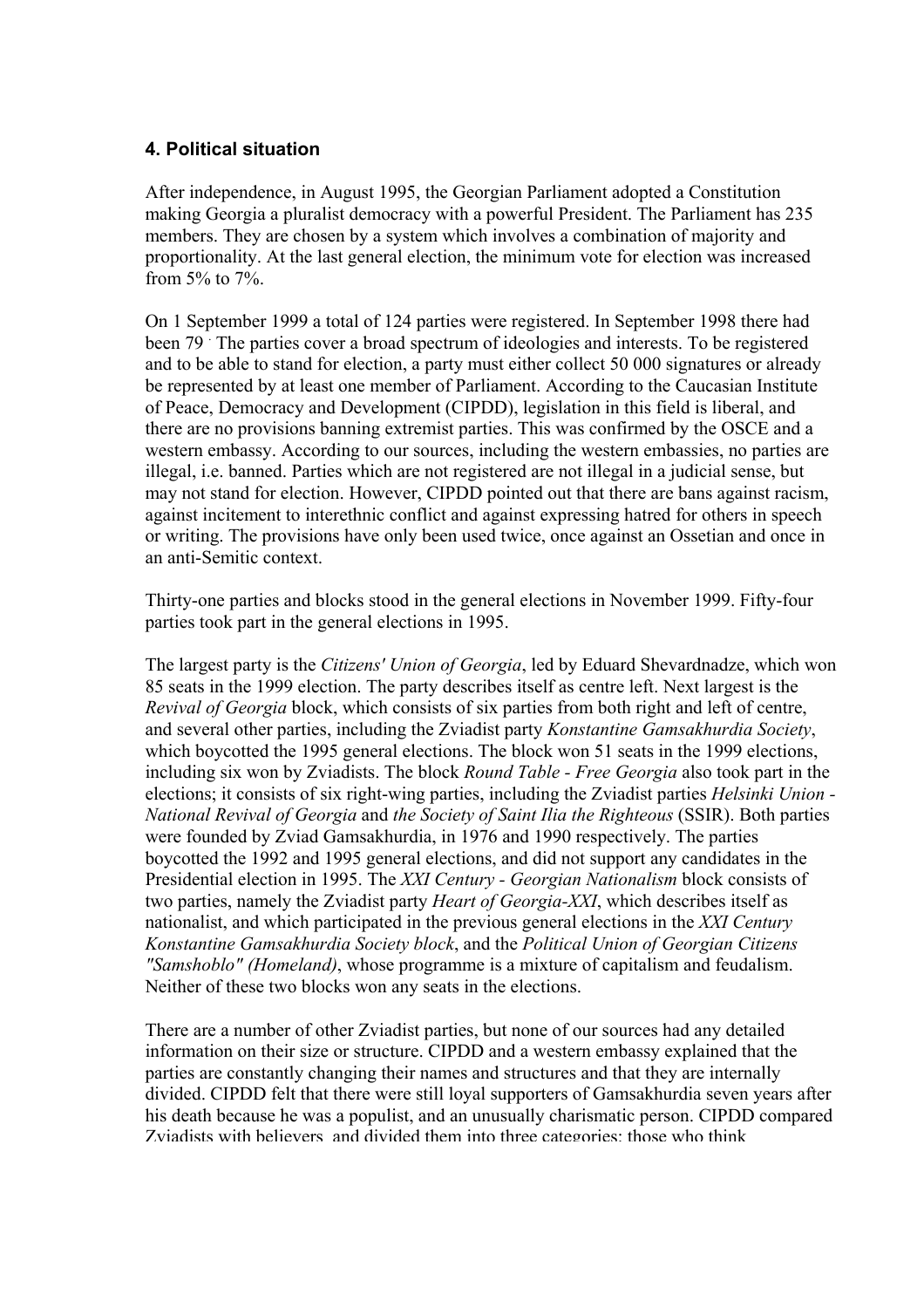### 4. Political situation

After independence, in August 1995, the Georgian Parliament adopted a Constitution making Georgia a pluralist democracy with a powerful President. The Parliament has 235 members. They are chosen by a system which involves a combination of majority and proportionality. At the last general election, the minimum vote for election was increased from 5% to 7%.

On 1 September 1999 a total of 124 parties were registered. In September 1998 there had been 79 . The parties cover a broad spectrum of ideologies and interests. To be registered and to be able to stand for election, a party must either collect 50 000 signatures or already be represented by at least one member of Parliament. According to the Caucasian Institute of Peace, Democracy and Development (CIPDD), legislation in this field is liberal, and there are no provisions banning extremist parties. This was confirmed by the OSCE and a western embassy. According to our sources, including the western embassies, no parties are illegal, i.e. banned. Parties which are not registered are not illegal in a judicial sense, but may not stand for election. However, CIPDD pointed out that there are bans against racism, against incitement to interethnic conflict and against expressing hatred for others in speech or writing. The provisions have only been used twice, once against an Ossetian and once in an anti-Semitic context.

Thirty-one parties and blocks stood in the general elections in November 1999. Fifty-four parties took part in the general elections in 1995.

The largest party is the *Citizens' Union of Georgia*, led by Eduard Shevardnadze, which won 85 seats in the 1999 election. The party describes itself as centre left. Next largest is the *Revival of Georgia* block, which consists of six parties from both right and left of centre, and several other parties, including the Zviadist party *Konstantine Gamsakhurdia Society*, which boycotted the 1995 general elections. The block won 51 seats in the 1999 elections, including six won by Zviadists. The block *Round Table - Free Georgia* also took part in the elections; it consists of six right-wing parties, including the Zviadist parties *Helsinki Union - National Revival of Georgia* and *the Society of Saint Ilia the Righteous* (SSIR). Both parties were founded by Zviad Gamsakhurdia, in 1976 and 1990 respectively. The parties boycotted the 1992 and 1995 general elections, and did not support any candidates in the Presidential election in 1995. The *XXI Century - Georgian Nationalism* block consists of two parties, namely the Zviadist party *Heart of Georgia-XXI*, which describes itself as nationalist, and which participated in the previous general elections in the *XXI Century Konstantine Gamsakhurdia Society block*, and the *Political Union of Georgian Citizens "Samshoblo" (Homeland)*, whose programme is a mixture of capitalism and feudalism. Neither of these two blocks won any seats in the elections.

There are a number of other Zviadist parties, but none of our sources had any detailed information on their size or structure. CIPDD and a western embassy explained that the parties are constantly changing their names and structures and that they are internally divided. CIPDD felt that there were still loyal supporters of Gamsakhurdia seven years after his death because he was a populist, and an unusually charismatic person. CIPDD compared Zviadists with believers, and divided them into three categories: those who think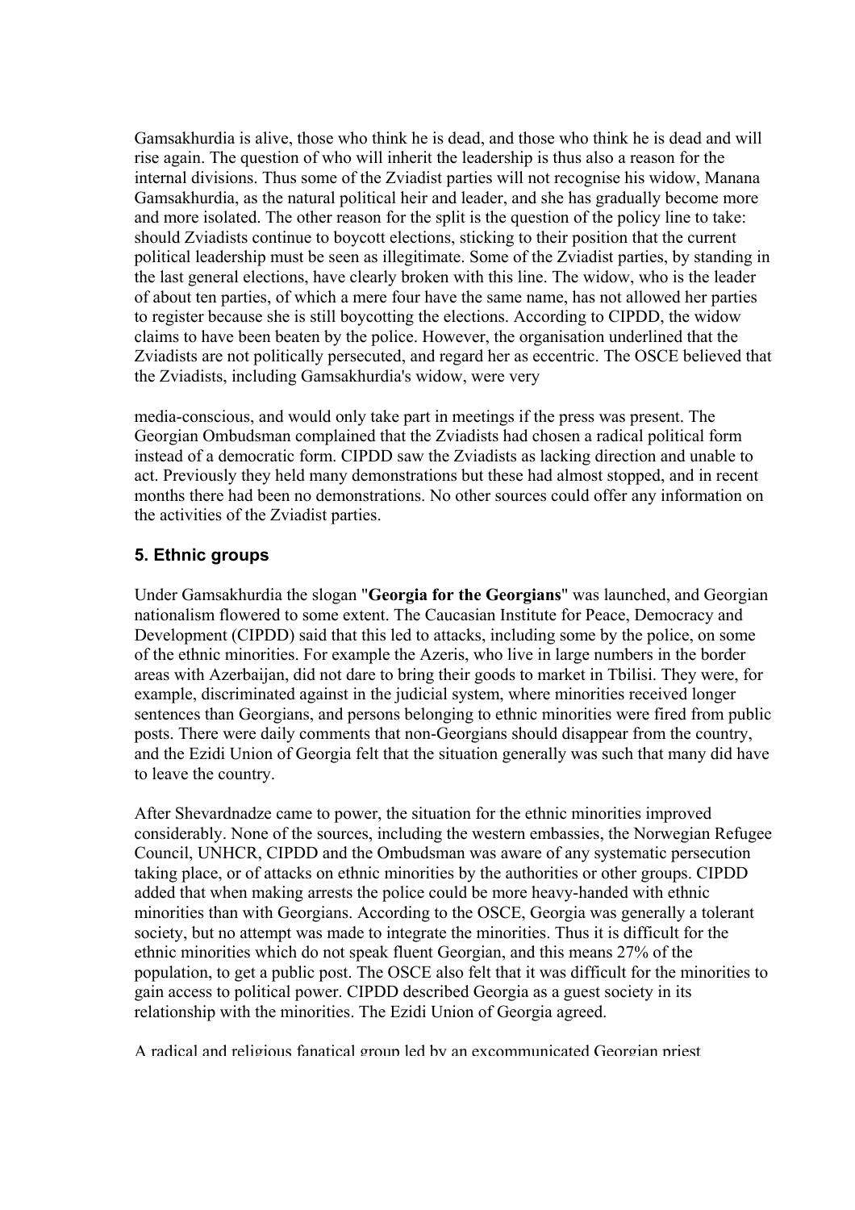Gamsakhurdia is alive, those who think he is dead, and those who think he is dead and will rise again. The question of who will inherit the leadership is thus also a reason for the internal divisions. Thus some of the Zviadist parties will not recognise his widow, Manana Gamsakhurdia, as the natural political heir and leader, and she has gradually become more and more isolated. The other reason for the split is the question of the policy line to take: should Zviadists continue to boycott elections, sticking to their position that the current political leadership must be seen as illegitimate. Some of the Zviadist parties, by standing in the last general elections, have clearly broken with this line. The widow, who is the leader of about ten parties, of which a mere four have the same name, has not allowed her parties to register because she is still boycotting the elections. According to CIPDD, the widow claims to have been beaten by the police. However, the organisation underlined that the Zviadists are not politically persecuted, and regard her as eccentric. The OSCE believed that the Zviadists, including Gamsakhurdia's widow, were very

media-conscious, and would only take part in meetings if the press was present. The Georgian Ombudsman complained that the Zviadists had chosen a radical political form instead of a democratic form. CIPDD saw the Zviadists as lacking direction and unable to act. Previously they held many demonstrations but these had almost stopped, and in recent months there had been no demonstrations. No other sources could offer any information on the activities of the Zviadist parties.

## 5. Ethnic groups

Under Gamsakhurdia the slogan "**Georgia for the Georgians**" was launched, and Georgian nationalism flowered to some extent. The Caucasian Institute for Peace, Democracy and Development (CIPDD) said that this led to attacks, including some by the police, on some of the ethnic minorities. For example the Azeris, who live in large numbers in the border areas with Azerbaijan, did not dare to bring their goods to market in Tbilisi. They were, for example, discriminated against in the judicial system, where minorities received longer sentences than Georgians, and persons belonging to ethnic minorities were fired from public posts. There were daily comments that non-Georgians should disappear from the country, and the Ezidi Union of Georgia felt that the situation generally was such that many did have to leave the country.

After Shevardnadze came to power, the situation for the ethnic minorities improved considerably. None of the sources, including the western embassies, the Norwegian Refugee Council, UNHCR, CIPDD and the Ombudsman was aware of any systematic persecution taking place, or of attacks on ethnic minorities by the authorities or other groups. CIPDD added that when making arrests the police could be more heavy-handed with ethnic minorities than with Georgians. According to the OSCE, Georgia was generally a tolerant society, but no attempt was made to integrate the minorities. Thus it is difficult for the ethnic minorities which do not speak fluent Georgian, and this means 27% of the population, to get a public post. The OSCE also felt that it was difficult for the minorities to gain access to political power. CIPDD described Georgia as a guest society in its relationship with the minorities. The Ezidi Union of Georgia agreed.

A radical and religious fanatical group led by an excommunicated Georgian priest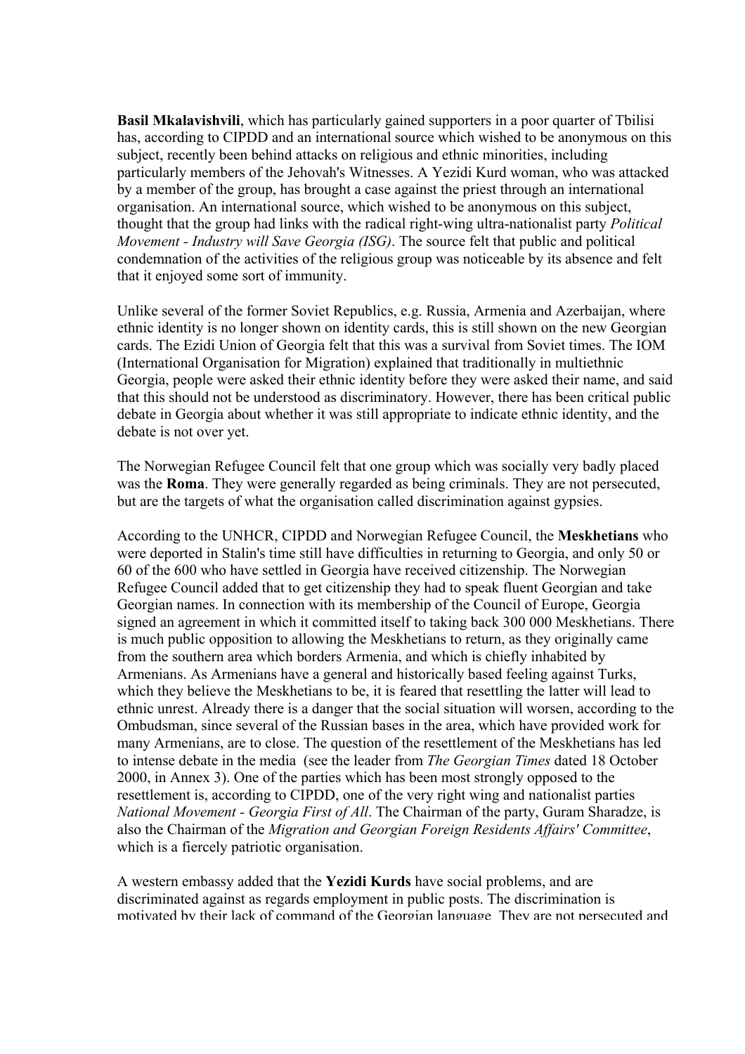**Basil Mkalavishvili**, which has particularly gained supporters in a poor quarter of Tbilisi has, according to CIPDD and an international source which wished to be anonymous on this subject, recently been behind attacks on religious and ethnic minorities, including particularly members of the Jehovah's Witnesses. A Yezidi Kurd woman, who was attacked by a member of the group, has brought a case against the priest through an international organisation. An international source, which wished to be anonymous on this subject, thought that the group had links with the radical right-wing ultra-nationalist party *Political Movement - Industry will Save Georgia (ISG)*. The source felt that public and political condemnation of the activities of the religious group was noticeable by its absence and felt that it enjoyed some sort of immunity.

Unlike several of the former Soviet Republics, e.g. Russia, Armenia and Azerbaijan, where ethnic identity is no longer shown on identity cards, this is still shown on the new Georgian cards. The Ezidi Union of Georgia felt that this was a survival from Soviet times. The IOM (International Organisation for Migration) explained that traditionally in multiethnic Georgia, people were asked their ethnic identity before they were asked their name, and said that this should not be understood as discriminatory. However, there has been critical public debate in Georgia about whether it was still appropriate to indicate ethnic identity, and the debate is not over yet.

The Norwegian Refugee Council felt that one group which was socially very badly placed was the **Roma**. They were generally regarded as being criminals. They are not persecuted, but are the targets of what the organisation called discrimination against gypsies.

According to the UNHCR, CIPDD and Norwegian Refugee Council, the **Meskhetians** who were deported in Stalin's time still have difficulties in returning to Georgia, and only 50 or 60 of the 600 who have settled in Georgia have received citizenship. The Norwegian Refugee Council added that to get citizenship they had to speak fluent Georgian and take Georgian names. In connection with its membership of the Council of Europe, Georgia signed an agreement in which it committed itself to taking back 300 000 Meskhetians. There is much public opposition to allowing the Meskhetians to return, as they originally came from the southern area which borders Armenia, and which is chiefly inhabited by Armenians. As Armenians have a general and historically based feeling against Turks, which they believe the Meskhetians to be, it is feared that resettling the latter will lead to ethnic unrest. Already there is a danger that the social situation will worsen, according to the Ombudsman, since several of the Russian bases in the area, which have provided work for many Armenians, are to close. The question of the resettlement of the Meskhetians has led to intense debate in the media (see the leader from *The Georgian Times* dated 18 October 2000, in Annex 3). One of the parties which has been most strongly opposed to the resettlement is, according to CIPDD, one of the very right wing and nationalist parties *National Movement - Georgia First of All*. The Chairman of the party, Guram Sharadze, is also the Chairman of the *Migration and Georgian Foreign Residents Affairs' Committee*, which is a fiercely patriotic organisation.

A western embassy added that the **Yezidi Kurds** have social problems, and are discriminated against as regards employment in public posts. The discrimination is motivated by their lack of command of the Georgian language. They are not persecuted and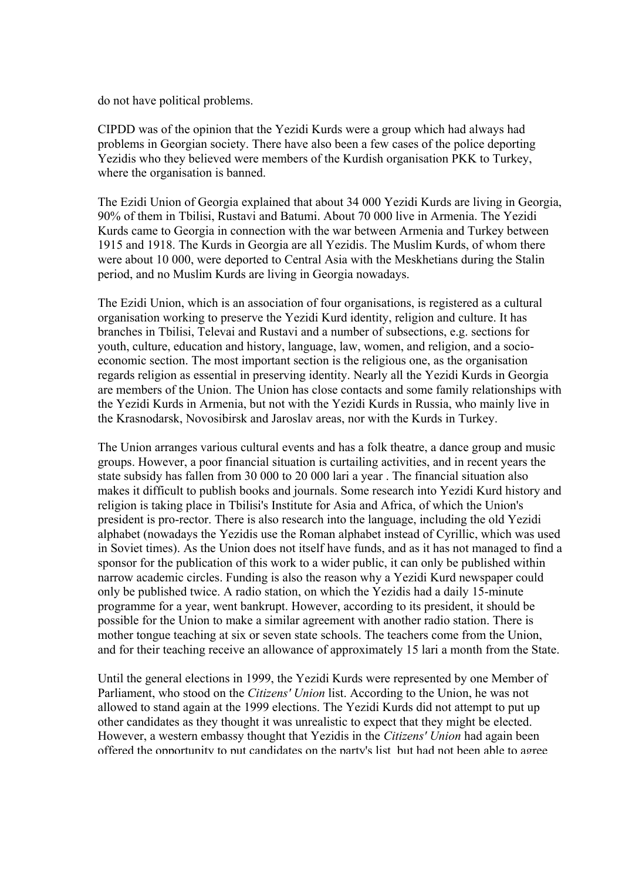do not have political problems.

CIPDD was of the opinion that the Yezidi Kurds were a group which had always had problems in Georgian society. There have also been a few cases of the police deporting Yezidis who they believed were members of the Kurdish organisation PKK to Turkey, where the organisation is banned.

The Ezidi Union of Georgia explained that about 34 000 Yezidi Kurds are living in Georgia, 90% of them in Tbilisi, Rustavi and Batumi. About 70 000 live in Armenia. The Yezidi Kurds came to Georgia in connection with the war between Armenia and Turkey between 1915 and 1918. The Kurds in Georgia are all Yezidis. The Muslim Kurds, of whom there were about 10 000, were deported to Central Asia with the Meskhetians during the Stalin period, and no Muslim Kurds are living in Georgia nowadays.

The Ezidi Union, which is an association of four organisations, is registered as a cultural organisation working to preserve the Yezidi Kurd identity, religion and culture. It has branches in Tbilisi, Televai and Rustavi and a number of subsections, e.g. sections for youth, culture, education and history, language, law, women, and religion, and a socio-economic section. The most important section is the religious one, as the organisation regards religion as essential in preserving identity. Nearly all the Yezidi Kurds in Georgia are members of the Union. The Union has close contacts and some family relationships with the Yezidi Kurds in Armenia, but not with the Yezidi Kurds in Russia, who mainly live in the Krasnodarsk, Novosibirsk and Jaroslav areas, nor with the Kurds in Turkey.

The Union arranges various cultural events and has a folk theatre, a dance group and music groups. However, a poor financial situation is curtailing activities, and in recent years the state subsidy has fallen from 30 000 to 20 000 lari a year . The financial situation also makes it difficult to publish books and journals. Some research into Yezidi Kurd history and religion is taking place in Tbilisi's Institute for Asia and Africa, of which the Union's president is pro-rector. There is also research into the language, including the old Yezidi alphabet (nowadays the Yezidis use the Roman alphabet instead of Cyrillic, which was used in Soviet times). As the Union does not itself have funds, and as it has not managed to find a sponsor for the publication of this work to a wider public, it can only be published within narrow academic circles. Funding is also the reason why a Yezidi Kurd newspaper could only be published twice. A radio station, on which the Yezidis had a daily 15-minute programme for a year, went bankrupt. However, according to its president, it should be possible for the Union to make a similar agreement with another radio station. There is mother tongue teaching at six or seven state schools. The teachers come from the Union, and for their teaching receive an allowance of approximately 15 lari a month from the State.

Until the general elections in 1999, the Yezidi Kurds were represented by one Member of Parliament, who stood on the *Citizens' Union* list. According to the Union, he was not allowed to stand again at the 1999 elections. The Yezidi Kurds did not attempt to put up other candidates as they thought it was unrealistic to expect that they might be elected. However, a western embassy thought that Yezidis in the *Citizens' Union* had again been offered the opportunity to put candidates on the party's list, but had not been able to agree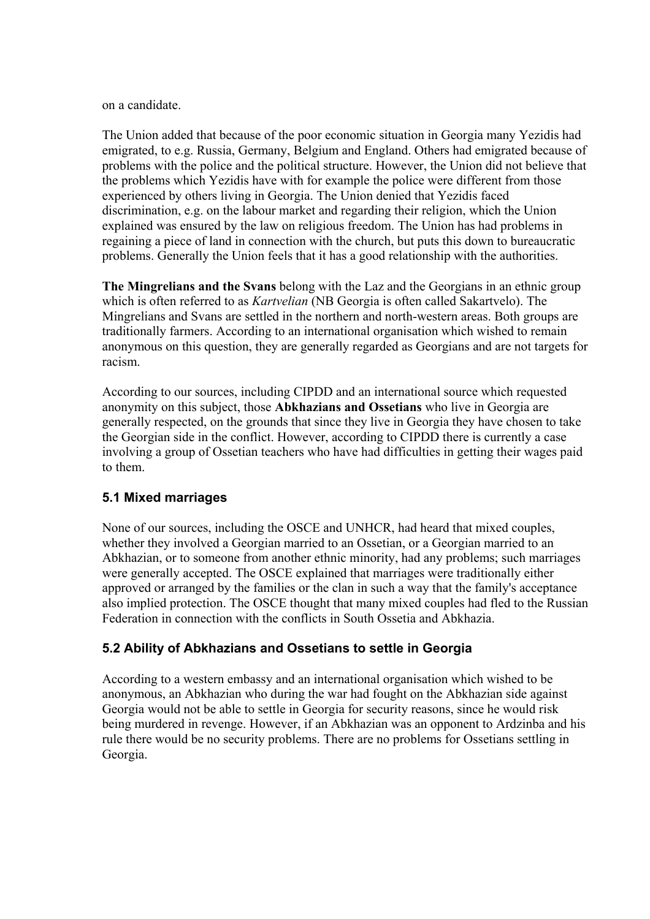on a candidate.

The Union added that because of the poor economic situation in Georgia many Yezidis had emigrated, to e.g. Russia, Germany, Belgium and England. Others had emigrated because of problems with the police and the political structure. However, the Union did not believe that the problems which Yezidis have with for example the police were different from those experienced by others living in Georgia. The Union denied that Yezidis faced discrimination, e.g. on the labour market and regarding their religion, which the Union explained was ensured by the law on religious freedom. The Union has had problems in regaining a piece of land in connection with the church, but puts this down to bureaucratic problems. Generally the Union feels that it has a good relationship with the authorities.

**The Mingrelians and the Svans** belong with the Laz and the Georgians in an ethnic group which is often referred to as *Kartvelian* (NB Georgia is often called Sakartvelo). The Mingrelians and Svans are settled in the northern and north-western areas. Both groups are traditionally farmers. According to an international organisation which wished to remain anonymous on this question, they are generally regarded as Georgians and are not targets for racism.

According to our sources, including CIPDD and an international source which requested anonymity on this subject, those **Abkhazians and Ossetians** who live in Georgia are generally respected, on the grounds that since they live in Georgia they have chosen to take the Georgian side in the conflict. However, according to CIPDD there is currently a case involving a group of Ossetian teachers who have had difficulties in getting their wages paid to them.

### 5.1 Mixed marriages

None of our sources, including the OSCE and UNHCR, had heard that mixed couples, whether they involved a Georgian married to an Ossetian, or a Georgian married to an Abkhazian, or to someone from another ethnic minority, had any problems; such marriages were generally accepted. The OSCE explained that marriages were traditionally either approved or arranged by the families or the clan in such a way that the family's acceptance also implied protection. The OSCE thought that many mixed couples had fled to the Russian Federation in connection with the conflicts in South Ossetia and Abkhazia.

### 5.2 Ability of Abkhazians and Ossetians to settle in Georgia

According to a western embassy and an international organisation which wished to be anonymous, an Abkhazian who during the war had fought on the Abkhazian side against Georgia would not be able to settle in Georgia for security reasons, since he would risk being murdered in revenge. However, if an Abkhazian was an opponent to Ardzinba and his rule there would be no security problems. There are no problems for Ossetians settling in Georgia.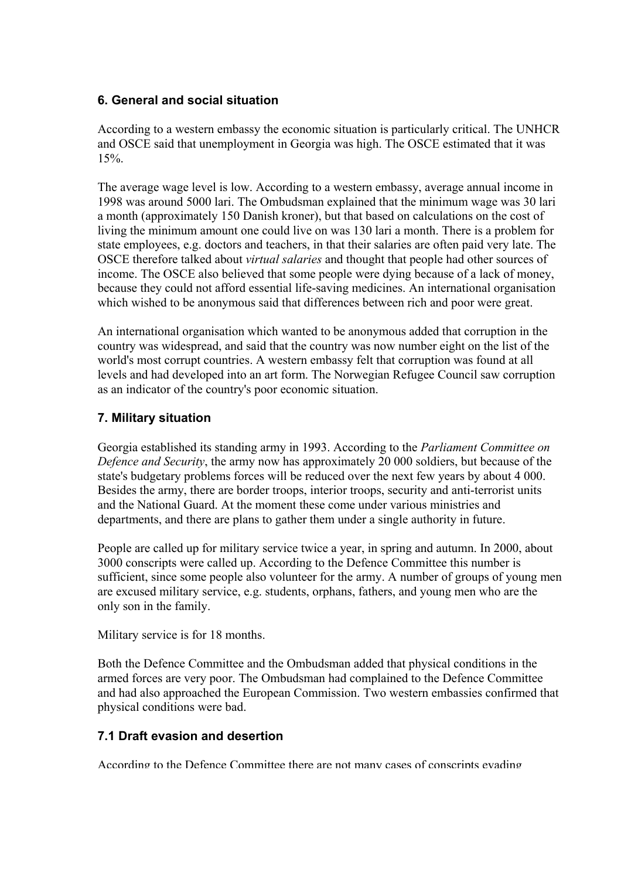## 6. General and social situation

According to a western embassy the economic situation is particularly critical. The UNHCR and OSCE said that unemployment in Georgia was high. The OSCE estimated that it was 15%.

The average wage level is low. According to a western embassy, average annual income in 1998 was around 5000 lari. The Ombudsman explained that the minimum wage was 30 lari a month (approximately 150 Danish kroner), but that based on calculations on the cost of living the minimum amount one could live on was 130 lari a month. There is a problem for state employees, e.g. doctors and teachers, in that their salaries are often paid very late. The OSCE therefore talked about *virtual salaries* and thought that people had other sources of income. The OSCE also believed that some people were dying because of a lack of money, because they could not afford essential life-saving medicines. An international organisation which wished to be anonymous said that differences between rich and poor were great.

An international organisation which wanted to be anonymous added that corruption in the country was widespread, and said that the country was now number eight on the list of the world's most corrupt countries. A western embassy felt that corruption was found at all levels and had developed into an art form. The Norwegian Refugee Council saw corruption as an indicator of the country's poor economic situation.

## 7. Military situation

Georgia established its standing army in 1993. According to the *Parliament Committee on Defence and Security*, the army now has approximately 20 000 soldiers, but because of the state's budgetary problems forces will be reduced over the next few years by about 4 000. Besides the army, there are border troops, interior troops, security and anti-terrorist units and the National Guard. At the moment these come under various ministries and departments, and there are plans to gather them under a single authority in future.

People are called up for military service twice a year, in spring and autumn. In 2000, about 3000 conscripts were called up. According to the Defence Committee this number is sufficient, since some people also volunteer for the army. A number of groups of young men are excused military service, e.g. students, orphans, fathers, and young men who are the only son in the family.

Military service is for 18 months.

Both the Defence Committee and the Ombudsman added that physical conditions in the armed forces are very poor. The Ombudsman had complained to the Defence Committee and had also approached the European Commission. Two western embassies confirmed that physical conditions were bad.

### 7.1 Draft evasion and desertion

According to the Defence Committee there are not many cases of conscripts evading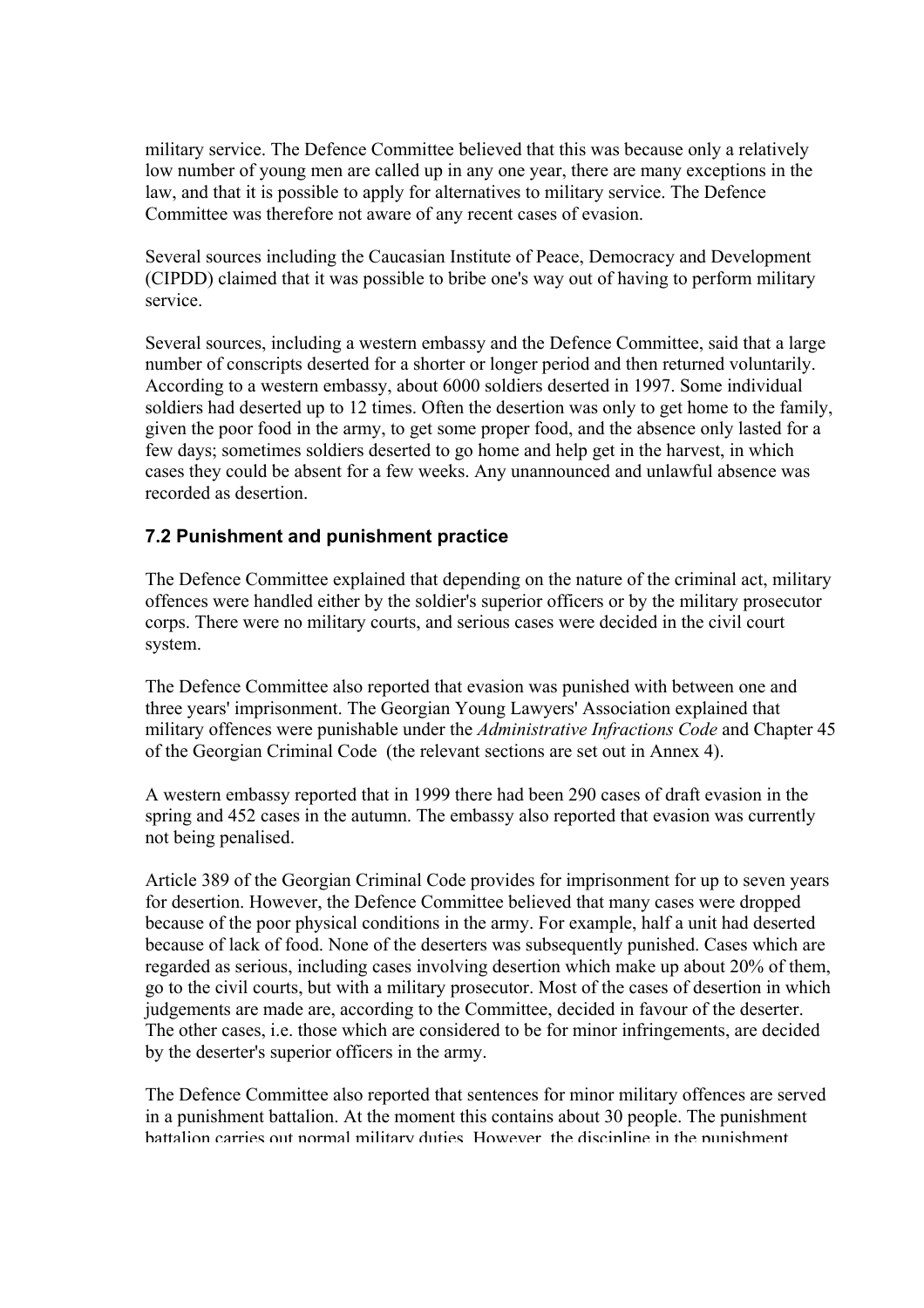military service. The Defence Committee believed that this was because only a relatively low number of young men are called up in any one year, there are many exceptions in the law, and that it is possible to apply for alternatives to military service. The Defence Committee was therefore not aware of any recent cases of evasion.

Several sources including the Caucasian Institute of Peace, Democracy and Development (CIPDD) claimed that it was possible to bribe one's way out of having to perform military service.

Several sources, including a western embassy and the Defence Committee, said that a large number of conscripts deserted for a shorter or longer period and then returned voluntarily. According to a western embassy, about 6000 soldiers deserted in 1997. Some individual soldiers had deserted up to 12 times. Often the desertion was only to get home to the family, given the poor food in the army, to get some proper food, and the absence only lasted for a few days; sometimes soldiers deserted to go home and help get in the harvest, in which cases they could be absent for a few weeks. Any unannounced and unlawful absence was recorded as desertion.

### 7.2 Punishment and punishment practice

The Defence Committee explained that depending on the nature of the criminal act, military offences were handled either by the soldier's superior officers or by the military prosecutor corps. There were no military courts, and serious cases were decided in the civil court system.

The Defence Committee also reported that evasion was punished with between one and three years' imprisonment. The Georgian Young Lawyers' Association explained that military offences were punishable under the *Administrative Infractions Code* and Chapter 45 of the Georgian Criminal Code (the relevant sections are set out in Annex 4).

A western embassy reported that in 1999 there had been 290 cases of draft evasion in the spring and 452 cases in the autumn. The embassy also reported that evasion was currently not being penalised.

Article 389 of the Georgian Criminal Code provides for imprisonment for up to seven years for desertion. However, the Defence Committee believed that many cases were dropped because of the poor physical conditions in the army. For example, half a unit had deserted because of lack of food. None of the deserters was subsequently punished. Cases which are regarded as serious, including cases involving desertion which make up about 20% of them, go to the civil courts, but with a military prosecutor. Most of the cases of desertion in which judgements are made are, according to the Committee, decided in favour of the deserter. The other cases, i.e. those which are considered to be for minor infringements, are decided by the deserter's superior officers in the army.

The Defence Committee also reported that sentences for minor military offences are served in a punishment battalion. At the moment this contains about 30 people. The punishment battalion carries out normal military duties. However, the discipline in the punishment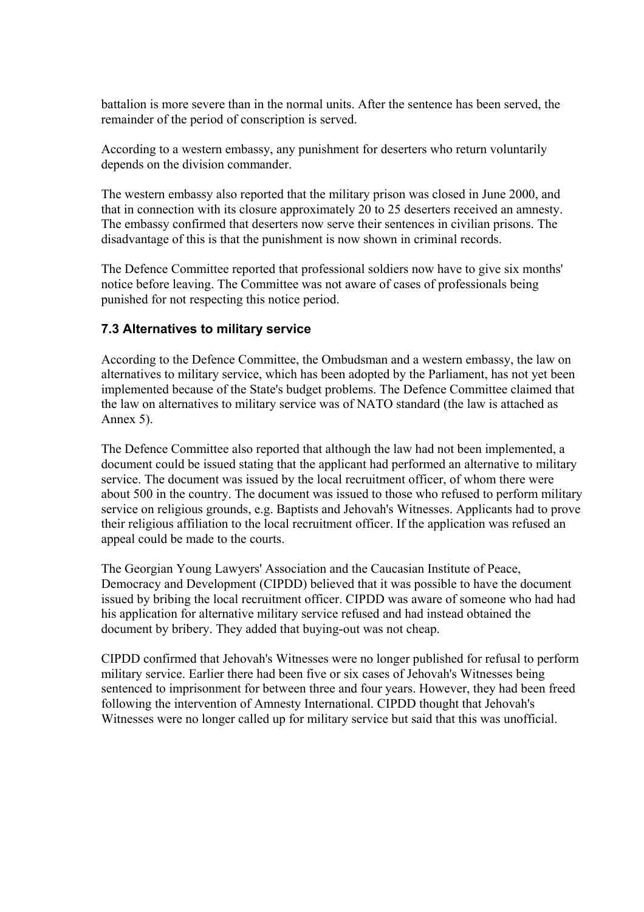battalion is more severe than in the normal units. After the sentence has been served, the remainder of the period of conscription is served.

According to a western embassy, any punishment for deserters who return voluntarily depends on the division commander.

The western embassy also reported that the military prison was closed in June 2000, and that in connection with its closure approximately 20 to 25 deserters received an amnesty. The embassy confirmed that deserters now serve their sentences in civilian prisons. The disadvantage of this is that the punishment is now shown in criminal records.

The Defence Committee reported that professional soldiers now have to give six months' notice before leaving. The Committee was not aware of cases of professionals being punished for not respecting this notice period.

### 7.3 Alternatives to military service

According to the Defence Committee, the Ombudsman and a western embassy, the law on alternatives to military service, which has been adopted by the Parliament, has not yet been implemented because of the State's budget problems. The Defence Committee claimed that the law on alternatives to military service was of NATO standard (the law is attached as Annex 5).

The Defence Committee also reported that although the law had not been implemented, a document could be issued stating that the applicant had performed an alternative to military service. The document was issued by the local recruitment officer, of whom there were about 500 in the country. The document was issued to those who refused to perform military service on religious grounds, e.g. Baptists and Jehovah's Witnesses. Applicants had to prove their religious affiliation to the local recruitment officer. If the application was refused an appeal could be made to the courts.

The Georgian Young Lawyers' Association and the Caucasian Institute of Peace, Democracy and Development (CIPDD) believed that it was possible to have the document issued by bribing the local recruitment officer. CIPDD was aware of someone who had had his application for alternative military service refused and had instead obtained the document by bribery. They added that buying-out was not cheap.

CIPDD confirmed that Jehovah's Witnesses were no longer published for refusal to perform military service. Earlier there had been five or six cases of Jehovah's Witnesses being sentenced to imprisonment for between three and four years. However, they had been freed following the intervention of Amnesty International. CIPDD thought that Jehovah's Witnesses were no longer called up for military service but said that this was unofficial.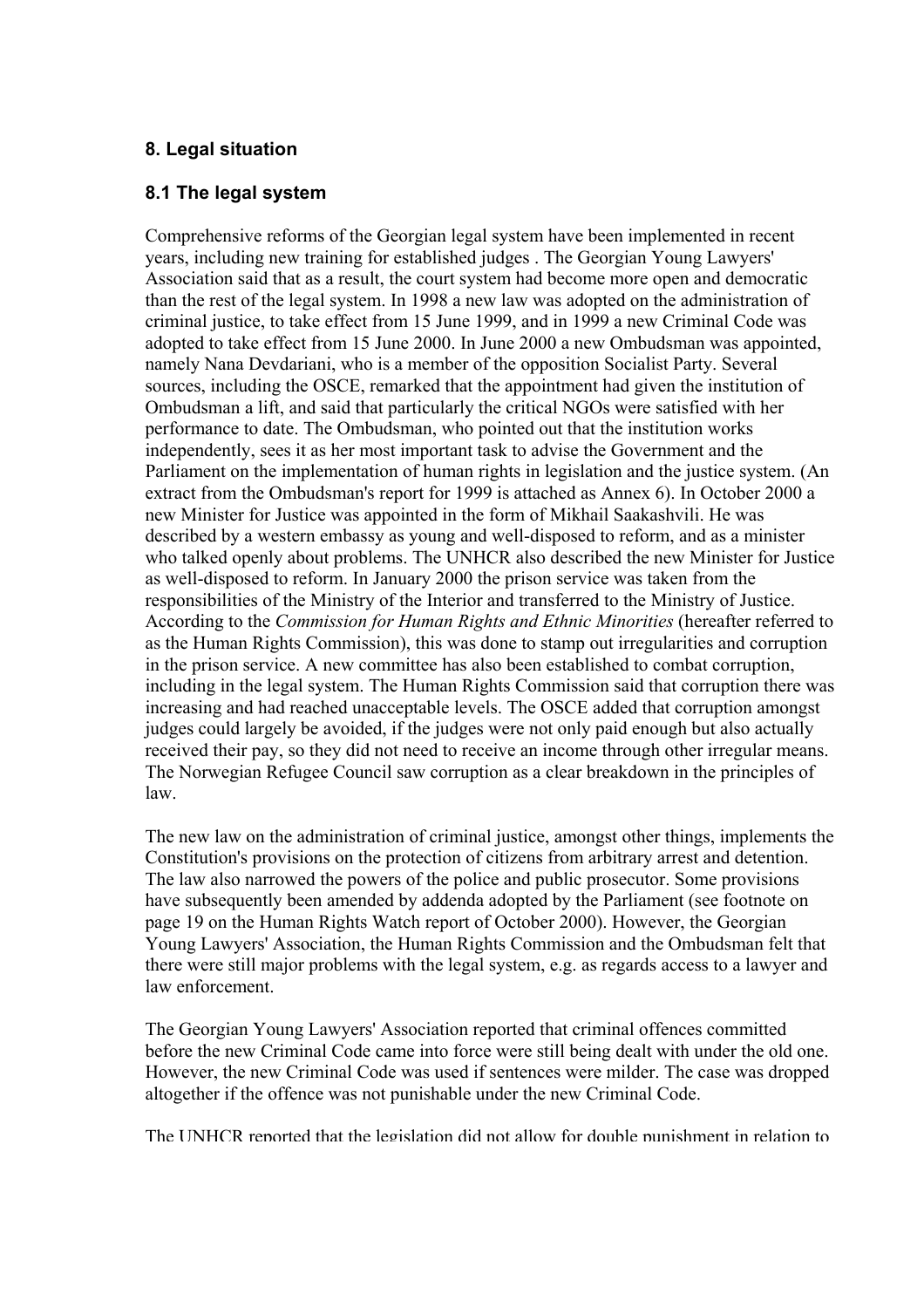## 8. Legal situation

### 8.1 The legal system

Comprehensive reforms of the Georgian legal system have been implemented in recent years, including new training for established judges . The Georgian Young Lawyers' Association said that as a result, the court system had become more open and democratic than the rest of the legal system. In 1998 a new law was adopted on the administration of criminal justice, to take effect from 15 June 1999, and in 1999 a new Criminal Code was adopted to take effect from 15 June 2000. In June 2000 a new Ombudsman was appointed, namely Nana Devdariani, who is a member of the opposition Socialist Party. Several sources, including the OSCE, remarked that the appointment had given the institution of Ombudsman a lift, and said that particularly the critical NGOs were satisfied with her performance to date. The Ombudsman, who pointed out that the institution works independently, sees it as her most important task to advise the Government and the Parliament on the implementation of human rights in legislation and the justice system. (An extract from the Ombudsman's report for 1999 is attached as Annex 6). In October 2000 a new Minister for Justice was appointed in the form of Mikhail Saakashvili. He was described by a western embassy as young and well-disposed to reform, and as a minister who talked openly about problems. The UNHCR also described the new Minister for Justice as well-disposed to reform. In January 2000 the prison service was taken from the responsibilities of the Ministry of the Interior and transferred to the Ministry of Justice. According to the *Commission for Human Rights and Ethnic Minorities* (hereafter referred to as the Human Rights Commission), this was done to stamp out irregularities and corruption in the prison service. A new committee has also been established to combat corruption, including in the legal system. The Human Rights Commission said that corruption there was increasing and had reached unacceptable levels. The OSCE added that corruption amongst judges could largely be avoided, if the judges were not only paid enough but also actually received their pay, so they did not need to receive an income through other irregular means. The Norwegian Refugee Council saw corruption as a clear breakdown in the principles of law.

The new law on the administration of criminal justice, amongst other things, implements the Constitution's provisions on the protection of citizens from arbitrary arrest and detention. The law also narrowed the powers of the police and public prosecutor. Some provisions have subsequently been amended by addenda adopted by the Parliament (see footnote on page 19 on the Human Rights Watch report of October 2000). However, the Georgian Young Lawyers' Association, the Human Rights Commission and the Ombudsman felt that there were still major problems with the legal system, e.g. as regards access to a lawyer and law enforcement.

The Georgian Young Lawyers' Association reported that criminal offences committed before the new Criminal Code came into force were still being dealt with under the old one. However, the new Criminal Code was used if sentences were milder. The case was dropped altogether if the offence was not punishable under the new Criminal Code.

The UNHCR reported that the legislation did not allow for double punishment in relation to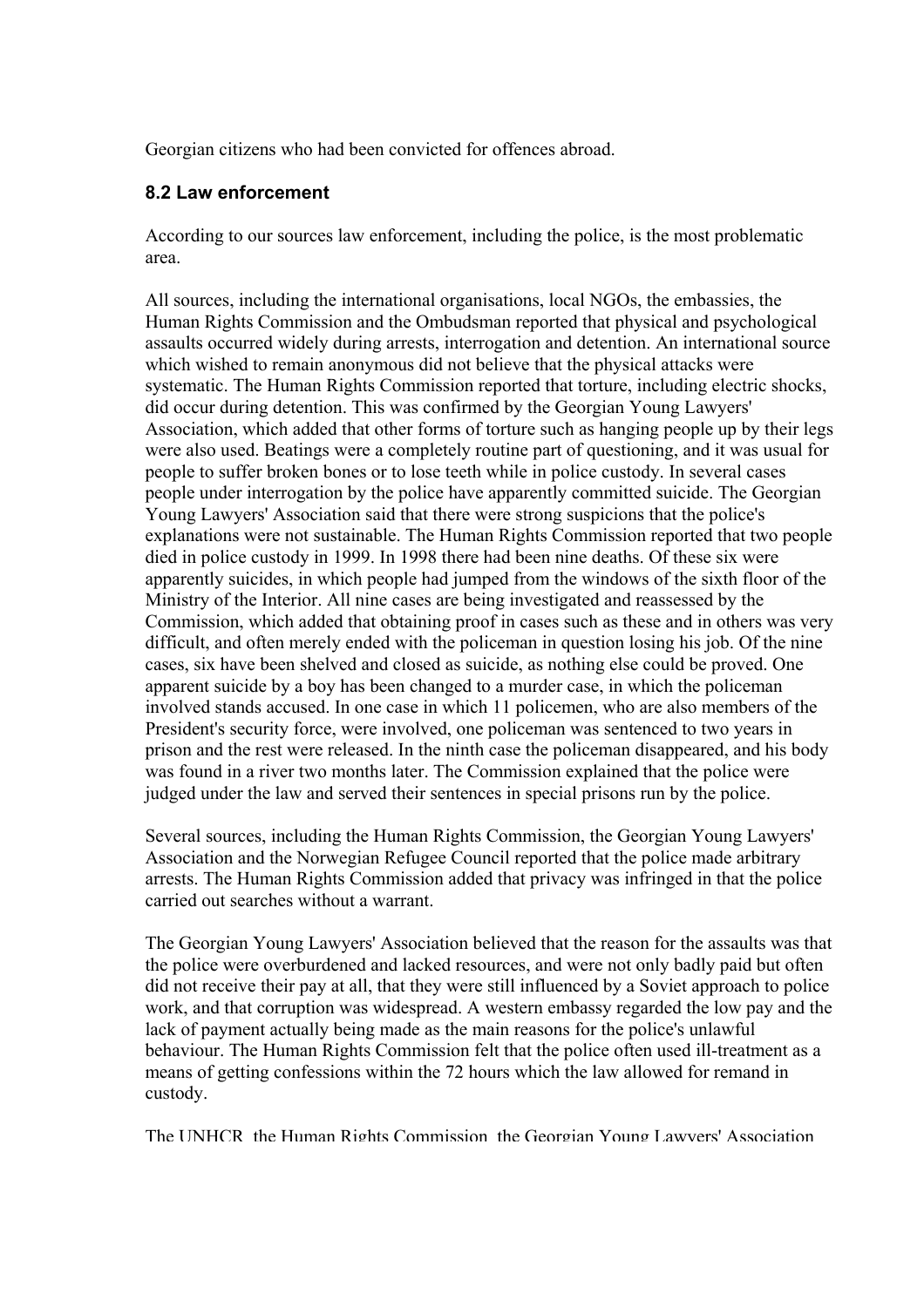Georgian citizens who had been convicted for offences abroad.

### 8.2 Law enforcement

According to our sources law enforcement, including the police, is the most problematic area.

All sources, including the international organisations, local NGOs, the embassies, the Human Rights Commission and the Ombudsman reported that physical and psychological assaults occurred widely during arrests, interrogation and detention. An international source which wished to remain anonymous did not believe that the physical attacks were systematic. The Human Rights Commission reported that torture, including electric shocks, did occur during detention. This was confirmed by the Georgian Young Lawyers' Association, which added that other forms of torture such as hanging people up by their legs were also used. Beatings were a completely routine part of questioning, and it was usual for people to suffer broken bones or to lose teeth while in police custody. In several cases people under interrogation by the police have apparently committed suicide. The Georgian Young Lawyers' Association said that there were strong suspicions that the police's explanations were not sustainable. The Human Rights Commission reported that two people died in police custody in 1999. In 1998 there had been nine deaths. Of these six were apparently suicides, in which people had jumped from the windows of the sixth floor of the Ministry of the Interior. All nine cases are being investigated and reassessed by the Commission, which added that obtaining proof in cases such as these and in others was very difficult, and often merely ended with the policeman in question losing his job. Of the nine cases, six have been shelved and closed as suicide, as nothing else could be proved. One apparent suicide by a boy has been changed to a murder case, in which the policeman involved stands accused. In one case in which 11 policemen, who are also members of the President's security force, were involved, one policeman was sentenced to two years in prison and the rest were released. In the ninth case the policeman disappeared, and his body was found in a river two months later. The Commission explained that the police were judged under the law and served their sentences in special prisons run by the police.

Several sources, including the Human Rights Commission, the Georgian Young Lawyers' Association and the Norwegian Refugee Council reported that the police made arbitrary arrests. The Human Rights Commission added that privacy was infringed in that the police carried out searches without a warrant.

The Georgian Young Lawyers' Association believed that the reason for the assaults was that the police were overburdened and lacked resources, and were not only badly paid but often did not receive their pay at all, that they were still influenced by a Soviet approach to police work, and that corruption was widespread. A western embassy regarded the low pay and the lack of payment actually being made as the main reasons for the police's unlawful behaviour. The Human Rights Commission felt that the police often used ill-treatment as a means of getting confessions within the 72 hours which the law allowed for remand in custody.

The UNHCR, the Human Rights Commission, the Georgian Young Lawyers' Association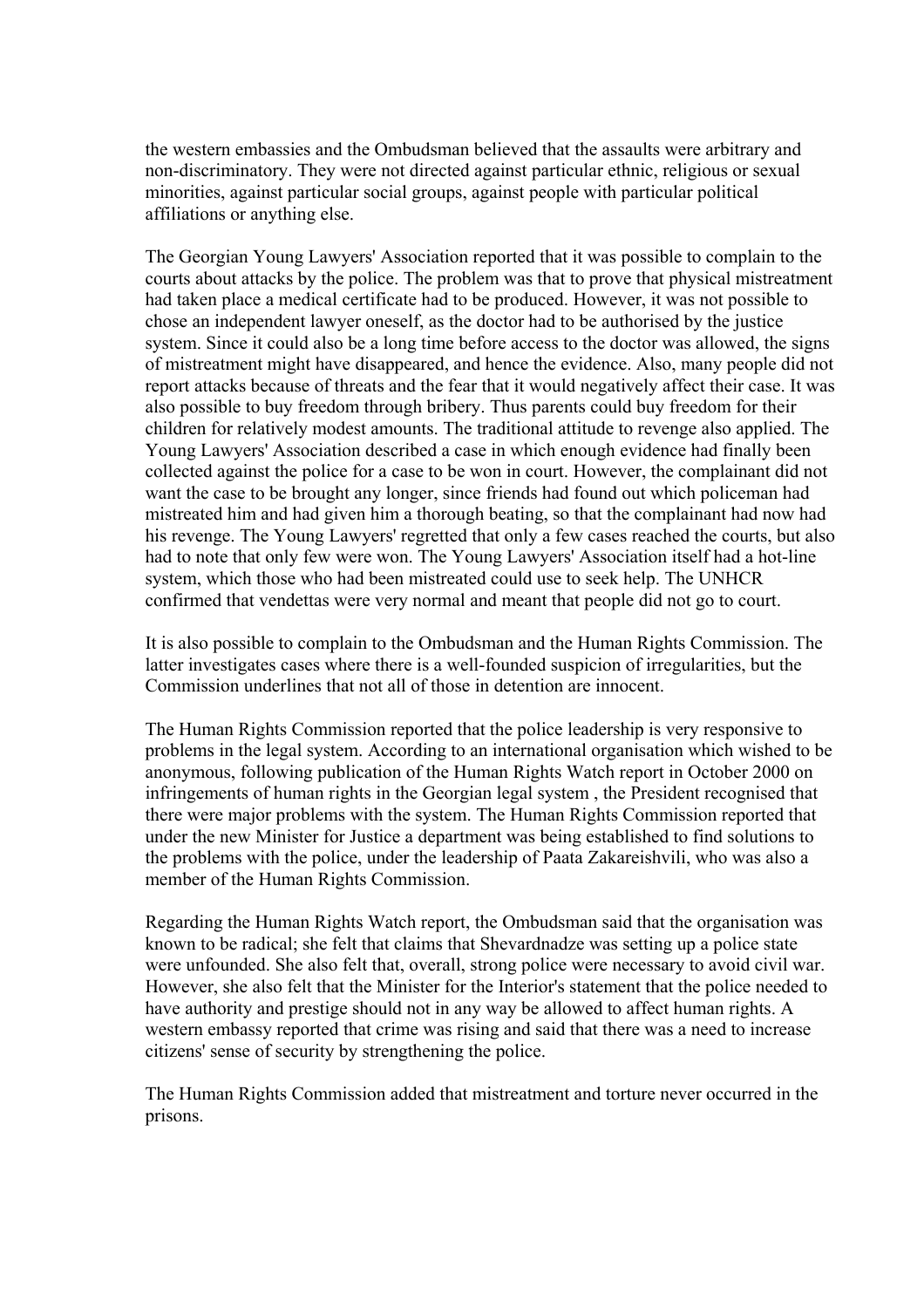the western embassies and the Ombudsman believed that the assaults were arbitrary and non-discriminatory. They were not directed against particular ethnic, religious or sexual minorities, against particular social groups, against people with particular political affiliations or anything else.

The Georgian Young Lawyers' Association reported that it was possible to complain to the courts about attacks by the police. The problem was that to prove that physical mistreatment had taken place a medical certificate had to be produced. However, it was not possible to chose an independent lawyer oneself, as the doctor had to be authorised by the justice system. Since it could also be a long time before access to the doctor was allowed, the signs of mistreatment might have disappeared, and hence the evidence. Also, many people did not report attacks because of threats and the fear that it would negatively affect their case. It was also possible to buy freedom through bribery. Thus parents could buy freedom for their children for relatively modest amounts. The traditional attitude to revenge also applied. The Young Lawyers' Association described a case in which enough evidence had finally been collected against the police for a case to be won in court. However, the complainant did not want the case to be brought any longer, since friends had found out which policeman had mistreated him and had given him a thorough beating, so that the complainant had now had his revenge. The Young Lawyers' regretted that only a few cases reached the courts, but also had to note that only few were won. The Young Lawyers' Association itself had a hot-line system, which those who had been mistreated could use to seek help. The UNHCR confirmed that vendettas were very normal and meant that people did not go to court.

It is also possible to complain to the Ombudsman and the Human Rights Commission. The latter investigates cases where there is a well-founded suspicion of irregularities, but the Commission underlines that not all of those in detention are innocent.

The Human Rights Commission reported that the police leadership is very responsive to problems in the legal system. According to an international organisation which wished to be anonymous, following publication of the Human Rights Watch report in October 2000 on infringements of human rights in the Georgian legal system , the President recognised that there were major problems with the system. The Human Rights Commission reported that under the new Minister for Justice a department was being established to find solutions to the problems with the police, under the leadership of Paata Zakareishvili, who was also a member of the Human Rights Commission.

Regarding the Human Rights Watch report, the Ombudsman said that the organisation was known to be radical; she felt that claims that Shevardnadze was setting up a police state were unfounded. She also felt that, overall, strong police were necessary to avoid civil war. However, she also felt that the Minister for the Interior's statement that the police needed to have authority and prestige should not in any way be allowed to affect human rights. A western embassy reported that crime was rising and said that there was a need to increase citizens' sense of security by strengthening the police.

The Human Rights Commission added that mistreatment and torture never occurred in the prisons.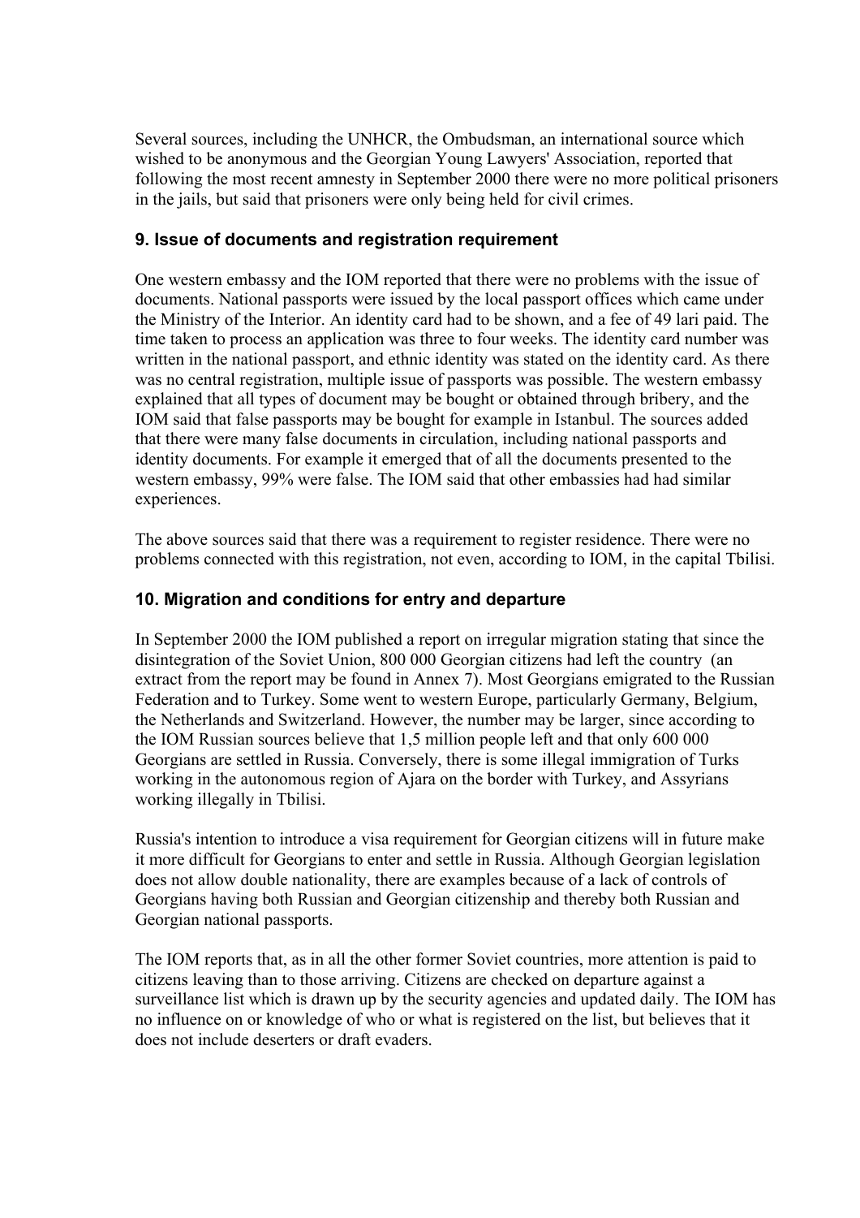Several sources, including the UNHCR, the Ombudsman, an international source which wished to be anonymous and the Georgian Young Lawyers' Association, reported that following the most recent amnesty in September 2000 there were no more political prisoners in the jails, but said that prisoners were only being held for civil crimes.

### 9. Issue of documents and registration requirement

One western embassy and the IOM reported that there were no problems with the issue of documents. National passports were issued by the local passport offices which came under the Ministry of the Interior. An identity card had to be shown, and a fee of 49 lari paid. The time taken to process an application was three to four weeks. The identity card number was written in the national passport, and ethnic identity was stated on the identity card. As there was no central registration, multiple issue of passports was possible. The western embassy explained that all types of document may be bought or obtained through bribery, and the IOM said that false passports may be bought for example in Istanbul. The sources added that there were many false documents in circulation, including national passports and identity documents. For example it emerged that of all the documents presented to the western embassy, 99% were false. The IOM said that other embassies had had similar experiences.

The above sources said that there was a requirement to register residence. There were no problems connected with this registration, not even, according to IOM, in the capital Tbilisi.

### 10. Migration and conditions for entry and departure

In September 2000 the IOM published a report on irregular migration stating that since the disintegration of the Soviet Union, 800 000 Georgian citizens had left the country (an extract from the report may be found in Annex 7). Most Georgians emigrated to the Russian Federation and to Turkey. Some went to western Europe, particularly Germany, Belgium, the Netherlands and Switzerland. However, the number may be larger, since according to the IOM Russian sources believe that 1,5 million people left and that only 600 000 Georgians are settled in Russia. Conversely, there is some illegal immigration of Turks working in the autonomous region of Ajara on the border with Turkey, and Assyrians working illegally in Tbilisi.

Russia's intention to introduce a visa requirement for Georgian citizens will in future make it more difficult for Georgians to enter and settle in Russia. Although Georgian legislation does not allow double nationality, there are examples because of a lack of controls of Georgians having both Russian and Georgian citizenship and thereby both Russian and Georgian national passports.

The IOM reports that, as in all the other former Soviet countries, more attention is paid to citizens leaving than to those arriving. Citizens are checked on departure against a surveillance list which is drawn up by the security agencies and updated daily. The IOM has no influence on or knowledge of who or what is registered on the list, but believes that it does not include deserters or draft evaders.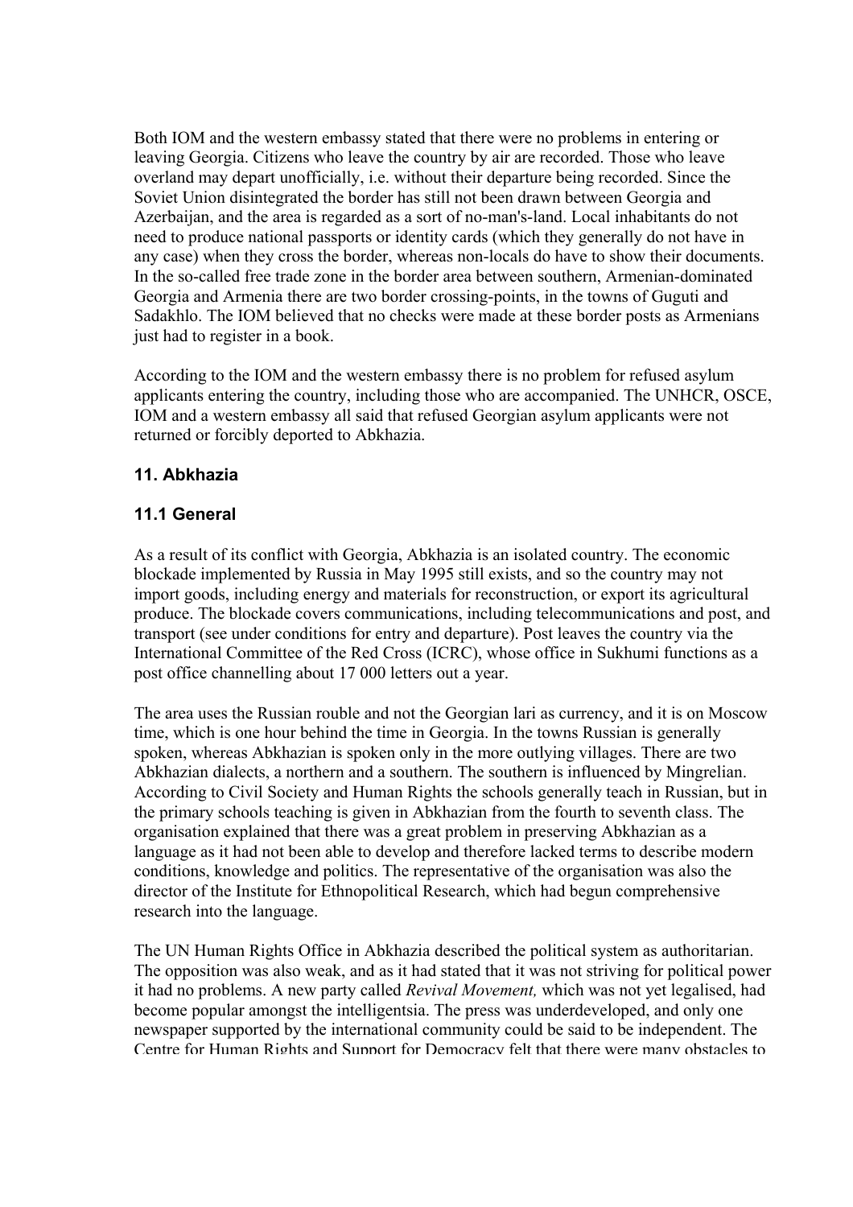Both IOM and the western embassy stated that there were no problems in entering or leaving Georgia. Citizens who leave the country by air are recorded. Those who leave overland may depart unofficially, i.e. without their departure being recorded. Since the Soviet Union disintegrated the border has still not been drawn between Georgia and Azerbaijan, and the area is regarded as a sort of no-man's-land. Local inhabitants do not need to produce national passports or identity cards (which they generally do not have in any case) when they cross the border, whereas non-locals do have to show their documents. In the so-called free trade zone in the border area between southern, Armenian-dominated Georgia and Armenia there are two border crossing-points, in the towns of Guguti and Sadakhlo. The IOM believed that no checks were made at these border posts as Armenians just had to register in a book.

According to the IOM and the western embassy there is no problem for refused asylum applicants entering the country, including those who are accompanied. The UNHCR, OSCE, IOM and a western embassy all said that refused Georgian asylum applicants were not returned or forcibly deported to Abkhazia.

## 11. Abkhazia

### 11.1 General

As a result of its conflict with Georgia, Abkhazia is an isolated country. The economic blockade implemented by Russia in May 1995 still exists, and so the country may not import goods, including energy and materials for reconstruction, or export its agricultural produce. The blockade covers communications, including telecommunications and post, and transport (see under conditions for entry and departure). Post leaves the country via the International Committee of the Red Cross (ICRC), whose office in Sukhumi functions as a post office channelling about 17 000 letters out a year.

The area uses the Russian rouble and not the Georgian lari as currency, and it is on Moscow time, which is one hour behind the time in Georgia. In the towns Russian is generally spoken, whereas Abkhazian is spoken only in the more outlying villages. There are two Abkhazian dialects, a northern and a southern. The southern is influenced by Mingrelian. According to Civil Society and Human Rights the schools generally teach in Russian, but in the primary schools teaching is given in Abkhazian from the fourth to seventh class. The organisation explained that there was a great problem in preserving Abkhazian as a language as it had not been able to develop and therefore lacked terms to describe modern conditions, knowledge and politics. The representative of the organisation was also the director of the Institute for Ethnopolitical Research, which had begun comprehensive research into the language.

The UN Human Rights Office in Abkhazia described the political system as authoritarian. The opposition was also weak, and as it had stated that it was not striving for political power it had no problems. A new party called *Revival Movement,* which was not yet legalised, had become popular amongst the intelligentsia. The press was underdeveloped, and only one newspaper supported by the international community could be said to be independent. The Centre for Human Rights and Support for Democracy felt that there were many obstacles to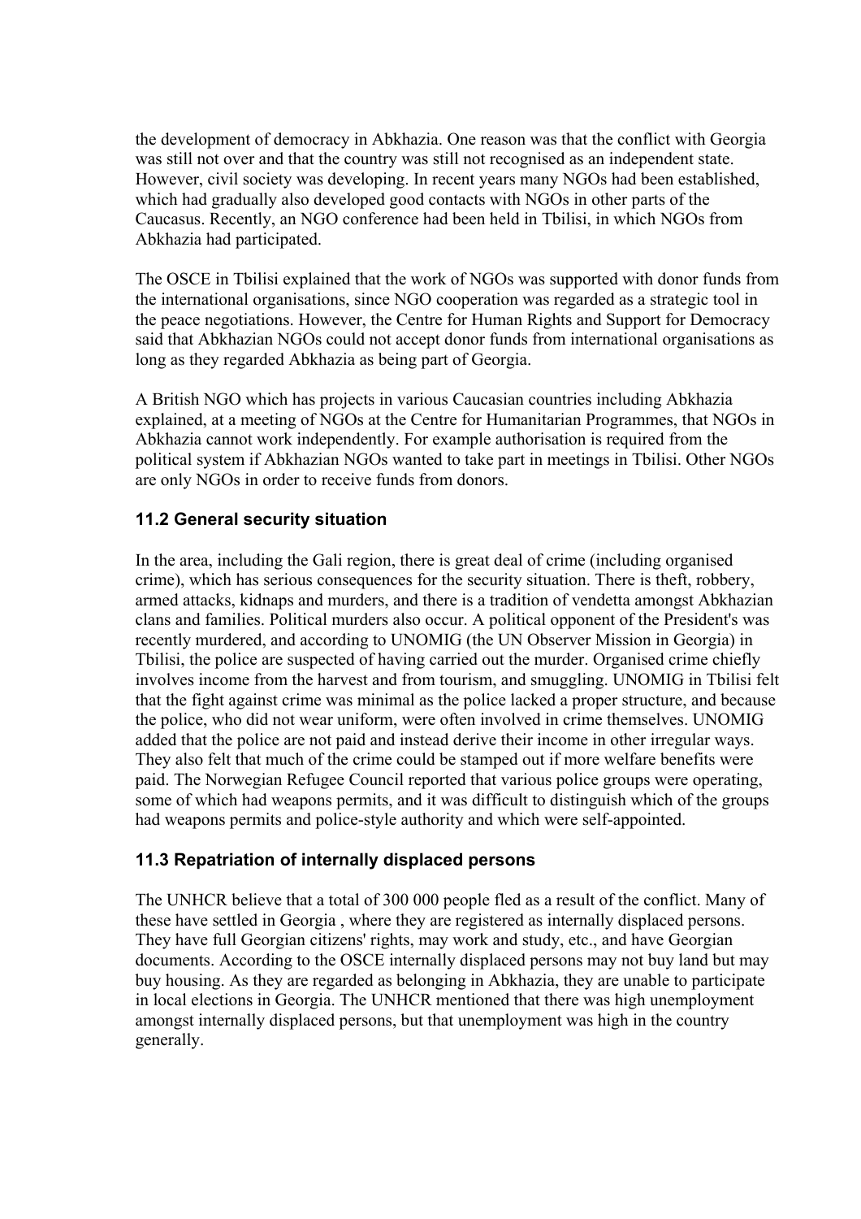the development of democracy in Abkhazia. One reason was that the conflict with Georgia was still not over and that the country was still not recognised as an independent state. However, civil society was developing. In recent years many NGOs had been established, which had gradually also developed good contacts with NGOs in other parts of the Caucasus. Recently, an NGO conference had been held in Tbilisi, in which NGOs from Abkhazia had participated.

The OSCE in Tbilisi explained that the work of NGOs was supported with donor funds from the international organisations, since NGO cooperation was regarded as a strategic tool in the peace negotiations. However, the Centre for Human Rights and Support for Democracy said that Abkhazian NGOs could not accept donor funds from international organisations as long as they regarded Abkhazia as being part of Georgia.

A British NGO which has projects in various Caucasian countries including Abkhazia explained, at a meeting of NGOs at the Centre for Humanitarian Programmes, that NGOs in Abkhazia cannot work independently. For example authorisation is required from the political system if Abkhazian NGOs wanted to take part in meetings in Tbilisi. Other NGOs are only NGOs in order to receive funds from donors.

### 11.2 General security situation

In the area, including the Gali region, there is great deal of crime (including organised crime), which has serious consequences for the security situation. There is theft, robbery, armed attacks, kidnaps and murders, and there is a tradition of vendetta amongst Abkhazian clans and families. Political murders also occur. A political opponent of the President's was recently murdered, and according to UNOMIG (the UN Observer Mission in Georgia) in Tbilisi, the police are suspected of having carried out the murder. Organised crime chiefly involves income from the harvest and from tourism, and smuggling. UNOMIG in Tbilisi felt that the fight against crime was minimal as the police lacked a proper structure, and because the police, who did not wear uniform, were often involved in crime themselves. UNOMIG added that the police are not paid and instead derive their income in other irregular ways. They also felt that much of the crime could be stamped out if more welfare benefits were paid. The Norwegian Refugee Council reported that various police groups were operating, some of which had weapons permits, and it was difficult to distinguish which of the groups had weapons permits and police-style authority and which were self-appointed.

### 11.3 Repatriation of internally displaced persons

The UNHCR believe that a total of 300 000 people fled as a result of the conflict. Many of these have settled in Georgia , where they are registered as internally displaced persons. They have full Georgian citizens' rights, may work and study, etc., and have Georgian documents. According to the OSCE internally displaced persons may not buy land but may buy housing. As they are regarded as belonging in Abkhazia, they are unable to participate in local elections in Georgia. The UNHCR mentioned that there was high unemployment amongst internally displaced persons, but that unemployment was high in the country generally.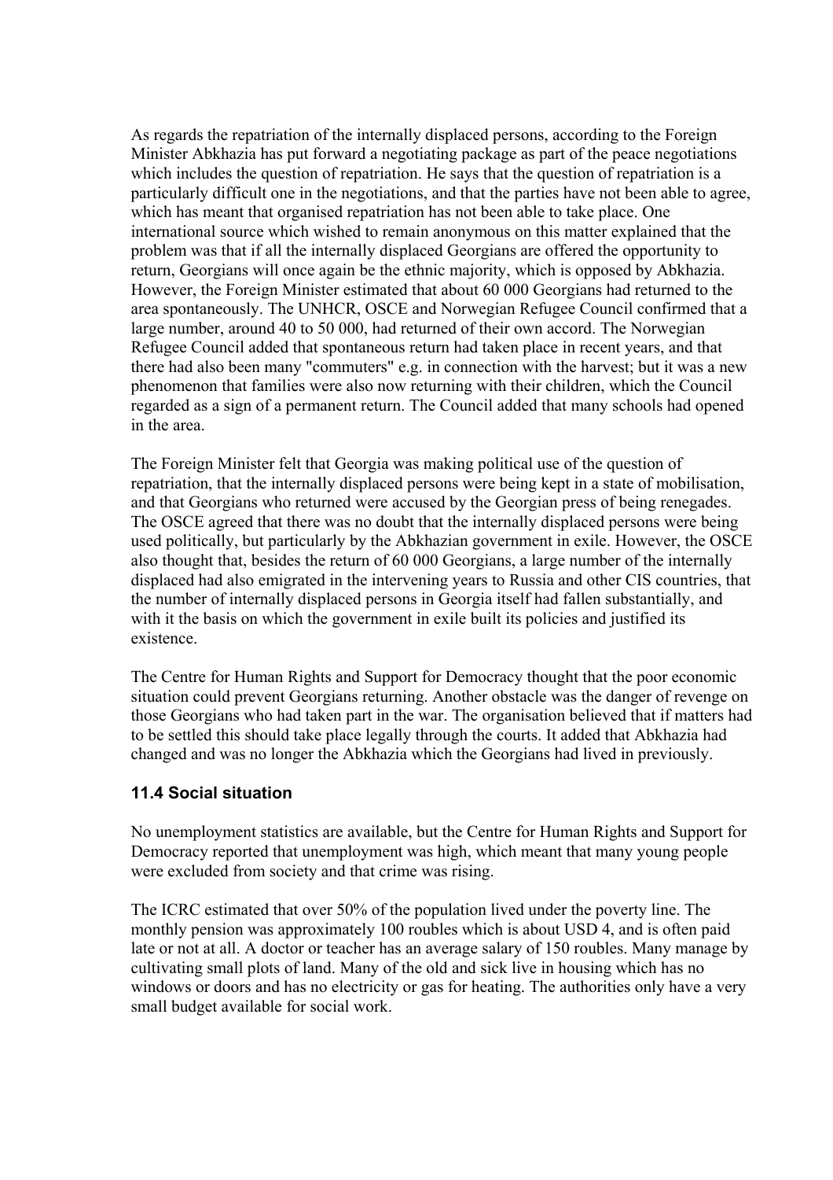As regards the repatriation of the internally displaced persons, according to the Foreign Minister Abkhazia has put forward a negotiating package as part of the peace negotiations which includes the question of repatriation. He says that the question of repatriation is a particularly difficult one in the negotiations, and that the parties have not been able to agree, which has meant that organised repatriation has not been able to take place. One international source which wished to remain anonymous on this matter explained that the problem was that if all the internally displaced Georgians are offered the opportunity to return, Georgians will once again be the ethnic majority, which is opposed by Abkhazia. However, the Foreign Minister estimated that about 60 000 Georgians had returned to the area spontaneously. The UNHCR, OSCE and Norwegian Refugee Council confirmed that a large number, around 40 to 50 000, had returned of their own accord. The Norwegian Refugee Council added that spontaneous return had taken place in recent years, and that there had also been many "commuters" e.g. in connection with the harvest; but it was a new phenomenon that families were also now returning with their children, which the Council regarded as a sign of a permanent return. The Council added that many schools had opened in the area.

The Foreign Minister felt that Georgia was making political use of the question of repatriation, that the internally displaced persons were being kept in a state of mobilisation, and that Georgians who returned were accused by the Georgian press of being renegades. The OSCE agreed that there was no doubt that the internally displaced persons were being used politically, but particularly by the Abkhazian government in exile. However, the OSCE also thought that, besides the return of 60 000 Georgians, a large number of the internally displaced had also emigrated in the intervening years to Russia and other CIS countries, that the number of internally displaced persons in Georgia itself had fallen substantially, and with it the basis on which the government in exile built its policies and justified its existence.

The Centre for Human Rights and Support for Democracy thought that the poor economic situation could prevent Georgians returning. Another obstacle was the danger of revenge on those Georgians who had taken part in the war. The organisation believed that if matters had to be settled this should take place legally through the courts. It added that Abkhazia had changed and was no longer the Abkhazia which the Georgians had lived in previously.

### 11.4 Social situation

No unemployment statistics are available, but the Centre for Human Rights and Support for Democracy reported that unemployment was high, which meant that many young people were excluded from society and that crime was rising.

The ICRC estimated that over 50% of the population lived under the poverty line. The monthly pension was approximately 100 roubles which is about USD 4, and is often paid late or not at all. A doctor or teacher has an average salary of 150 roubles. Many manage by cultivating small plots of land. Many of the old and sick live in housing which has no windows or doors and has no electricity or gas for heating. The authorities only have a very small budget available for social work.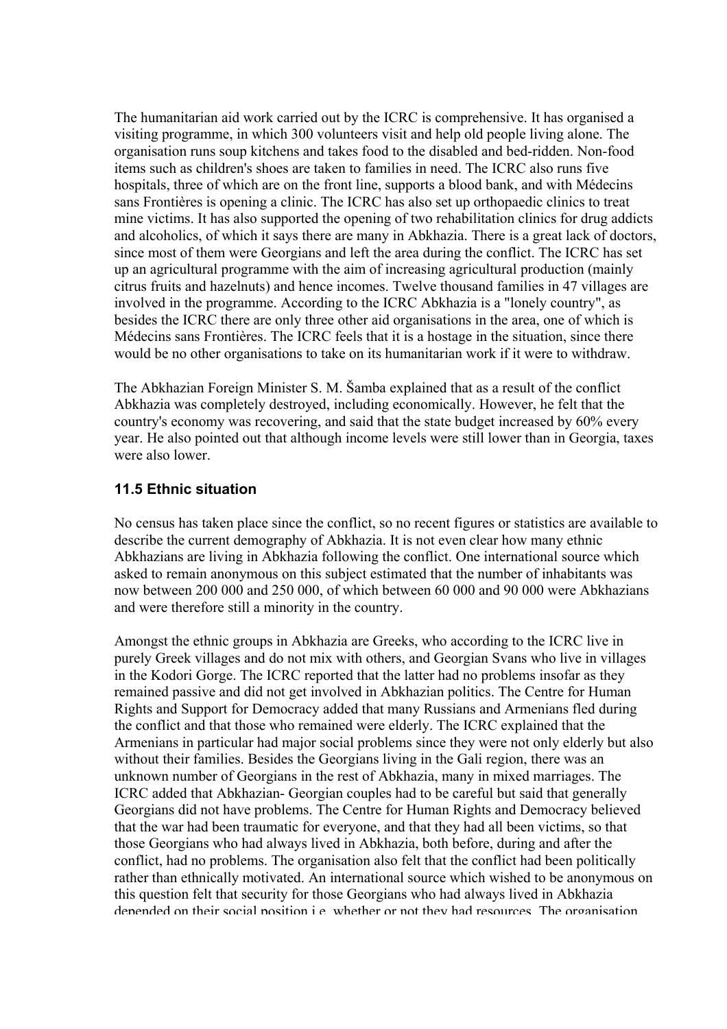The humanitarian aid work carried out by the ICRC is comprehensive. It has organised a visiting programme, in which 300 volunteers visit and help old people living alone. The organisation runs soup kitchens and takes food to the disabled and bed-ridden. Non-food items such as children's shoes are taken to families in need. The ICRC also runs five hospitals, three of which are on the front line, supports a blood bank, and with Médecins sans Frontières is opening a clinic. The ICRC has also set up orthopaedic clinics to treat mine victims. It has also supported the opening of two rehabilitation clinics for drug addicts and alcoholics, of which it says there are many in Abkhazia. There is a great lack of doctors, since most of them were Georgians and left the area during the conflict. The ICRC has set up an agricultural programme with the aim of increasing agricultural production (mainly citrus fruits and hazelnuts) and hence incomes. Twelve thousand families in 47 villages are involved in the programme. According to the ICRC Abkhazia is a "lonely country", as besides the ICRC there are only three other aid organisations in the area, one of which is Médecins sans Frontières. The ICRC feels that it is a hostage in the situation, since there would be no other organisations to take on its humanitarian work if it were to withdraw.

The Abkhazian Foreign Minister S. M. Šamba explained that as a result of the conflict Abkhazia was completely destroyed, including economically. However, he felt that the country's economy was recovering, and said that the state budget increased by 60% every year. He also pointed out that although income levels were still lower than in Georgia, taxes were also lower.

### 11.5 Ethnic situation

No census has taken place since the conflict, so no recent figures or statistics are available to describe the current demography of Abkhazia. It is not even clear how many ethnic Abkhazians are living in Abkhazia following the conflict. One international source which asked to remain anonymous on this subject estimated that the number of inhabitants was now between 200 000 and 250 000, of which between 60 000 and 90 000 were Abkhazians and were therefore still a minority in the country.

Amongst the ethnic groups in Abkhazia are Greeks, who according to the ICRC live in purely Greek villages and do not mix with others, and Georgian Svans who live in villages in the Kodori Gorge. The ICRC reported that the latter had no problems insofar as they remained passive and did not get involved in Abkhazian politics. The Centre for Human Rights and Support for Democracy added that many Russians and Armenians fled during the conflict and that those who remained were elderly. The ICRC explained that the Armenians in particular had major social problems since they were not only elderly but also without their families. Besides the Georgians living in the Gali region, there was an unknown number of Georgians in the rest of Abkhazia, many in mixed marriages. The ICRC added that Abkhazian- Georgian couples had to be careful but said that generally Georgians did not have problems. The Centre for Human Rights and Democracy believed that the war had been traumatic for everyone, and that they had all been victims, so that those Georgians who had always lived in Abkhazia, both before, during and after the conflict, had no problems. The organisation also felt that the conflict had been politically rather than ethnically motivated. An international source which wished to be anonymous on this question felt that security for those Georgians who had always lived in Abkhazia depended on their social position i.e. whether or not they had resources. The organisation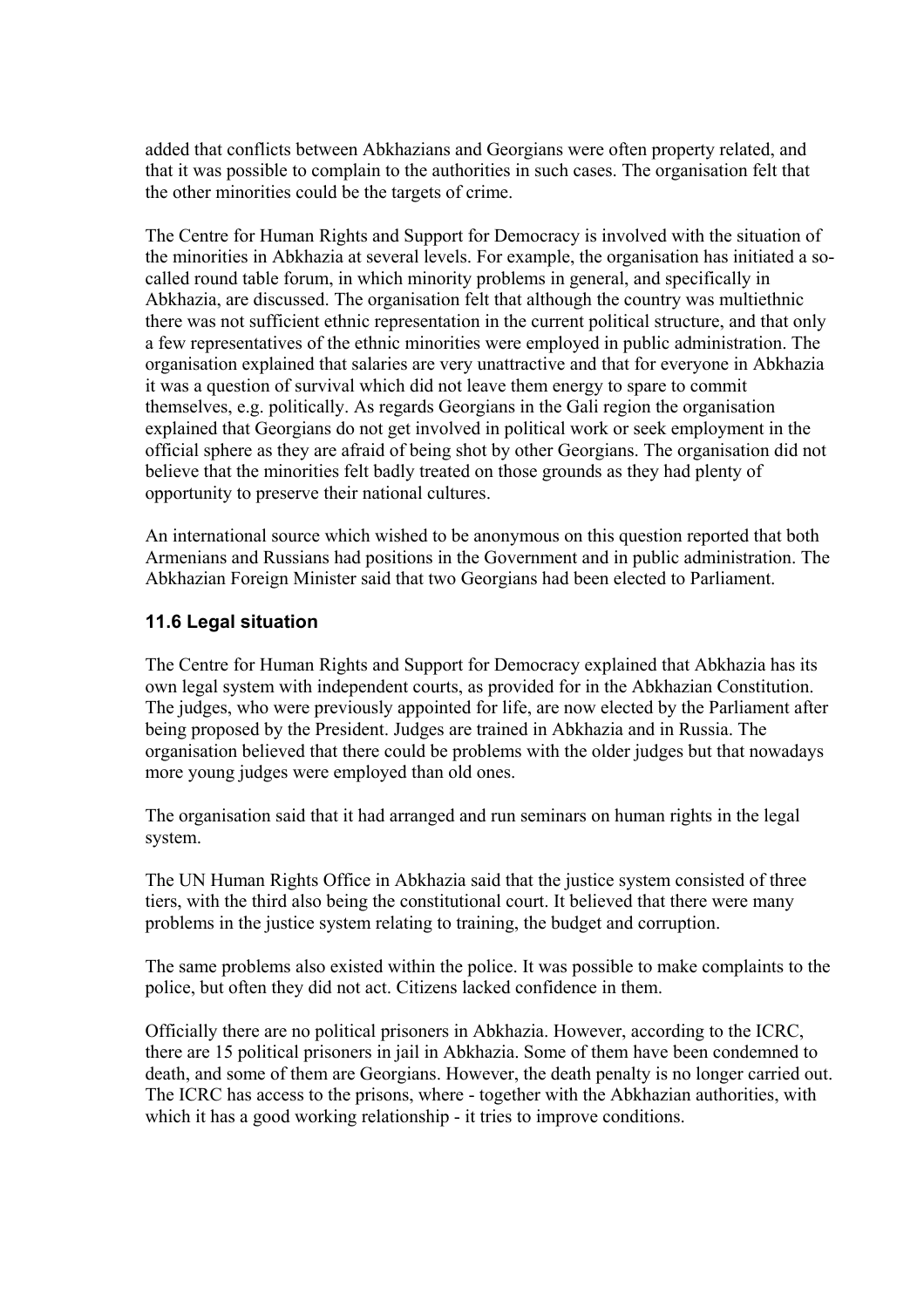added that conflicts between Abkhazians and Georgians were often property related, and that it was possible to complain to the authorities in such cases. The organisation felt that the other minorities could be the targets of crime.

The Centre for Human Rights and Support for Democracy is involved with the situation of the minorities in Abkhazia at several levels. For example, the organisation has initiated a so-called round table forum, in which minority problems in general, and specifically in Abkhazia, are discussed. The organisation felt that although the country was multiethnic there was not sufficient ethnic representation in the current political structure, and that only a few representatives of the ethnic minorities were employed in public administration. The organisation explained that salaries are very unattractive and that for everyone in Abkhazia it was a question of survival which did not leave them energy to spare to commit themselves, e.g. politically. As regards Georgians in the Gali region the organisation explained that Georgians do not get involved in political work or seek employment in the official sphere as they are afraid of being shot by other Georgians. The organisation did not believe that the minorities felt badly treated on those grounds as they had plenty of opportunity to preserve their national cultures.

An international source which wished to be anonymous on this question reported that both Armenians and Russians had positions in the Government and in public administration. The Abkhazian Foreign Minister said that two Georgians had been elected to Parliament.

### 11.6 Legal situation

The Centre for Human Rights and Support for Democracy explained that Abkhazia has its own legal system with independent courts, as provided for in the Abkhazian Constitution. The judges, who were previously appointed for life, are now elected by the Parliament after being proposed by the President. Judges are trained in Abkhazia and in Russia. The organisation believed that there could be problems with the older judges but that nowadays more young judges were employed than old ones.

The organisation said that it had arranged and run seminars on human rights in the legal system.

The UN Human Rights Office in Abkhazia said that the justice system consisted of three tiers, with the third also being the constitutional court. It believed that there were many problems in the justice system relating to training, the budget and corruption.

The same problems also existed within the police. It was possible to make complaints to the police, but often they did not act. Citizens lacked confidence in them.

Officially there are no political prisoners in Abkhazia. However, according to the ICRC, there are 15 political prisoners in jail in Abkhazia. Some of them have been condemned to death, and some of them are Georgians. However, the death penalty is no longer carried out. The ICRC has access to the prisons, where - together with the Abkhazian authorities, with which it has a good working relationship - it tries to improve conditions.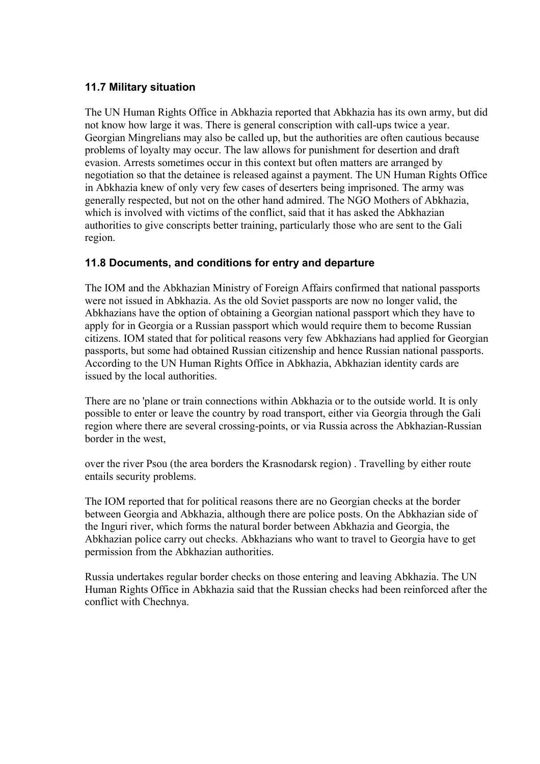### 11.7 Military situation

The UN Human Rights Office in Abkhazia reported that Abkhazia has its own army, but did not know how large it was. There is general conscription with call-ups twice a year. Georgian Mingrelians may also be called up, but the authorities are often cautious because problems of loyalty may occur. The law allows for punishment for desertion and draft evasion. Arrests sometimes occur in this context but often matters are arranged by negotiation so that the detainee is released against a payment. The UN Human Rights Office in Abkhazia knew of only very few cases of deserters being imprisoned. The army was generally respected, but not on the other hand admired. The NGO Mothers of Abkhazia, which is involved with victims of the conflict, said that it has asked the Abkhazian authorities to give conscripts better training, particularly those who are sent to the Gali region.

### 11.8 Documents, and conditions for entry and departure

The IOM and the Abkhazian Ministry of Foreign Affairs confirmed that national passports were not issued in Abkhazia. As the old Soviet passports are now no longer valid, the Abkhazians have the option of obtaining a Georgian national passport which they have to apply for in Georgia or a Russian passport which would require them to become Russian citizens. IOM stated that for political reasons very few Abkhazians had applied for Georgian passports, but some had obtained Russian citizenship and hence Russian national passports. According to the UN Human Rights Office in Abkhazia, Abkhazian identity cards are issued by the local authorities.

There are no 'plane or train connections within Abkhazia or to the outside world. It is only possible to enter or leave the country by road transport, either via Georgia through the Gali region where there are several crossing-points, or via Russia across the Abkhazian-Russian border in the west, over the river Psou (the area borders the Krasnodarsk region) . Travelling by either route entails security problems.

The IOM reported that for political reasons there are no Georgian checks at the border between Georgia and Abkhazia, although there are police posts. On the Abkhazian side of the Inguri river, which forms the natural border between Abkhazia and Georgia, the Abkhazian police carry out checks. Abkhazians who want to travel to Georgia have to get permission from the Abkhazian authorities.

Russia undertakes regular border checks on those entering and leaving Abkhazia. The UN Human Rights Office in Abkhazia said that the Russian checks had been reinforced after the conflict with Chechnya.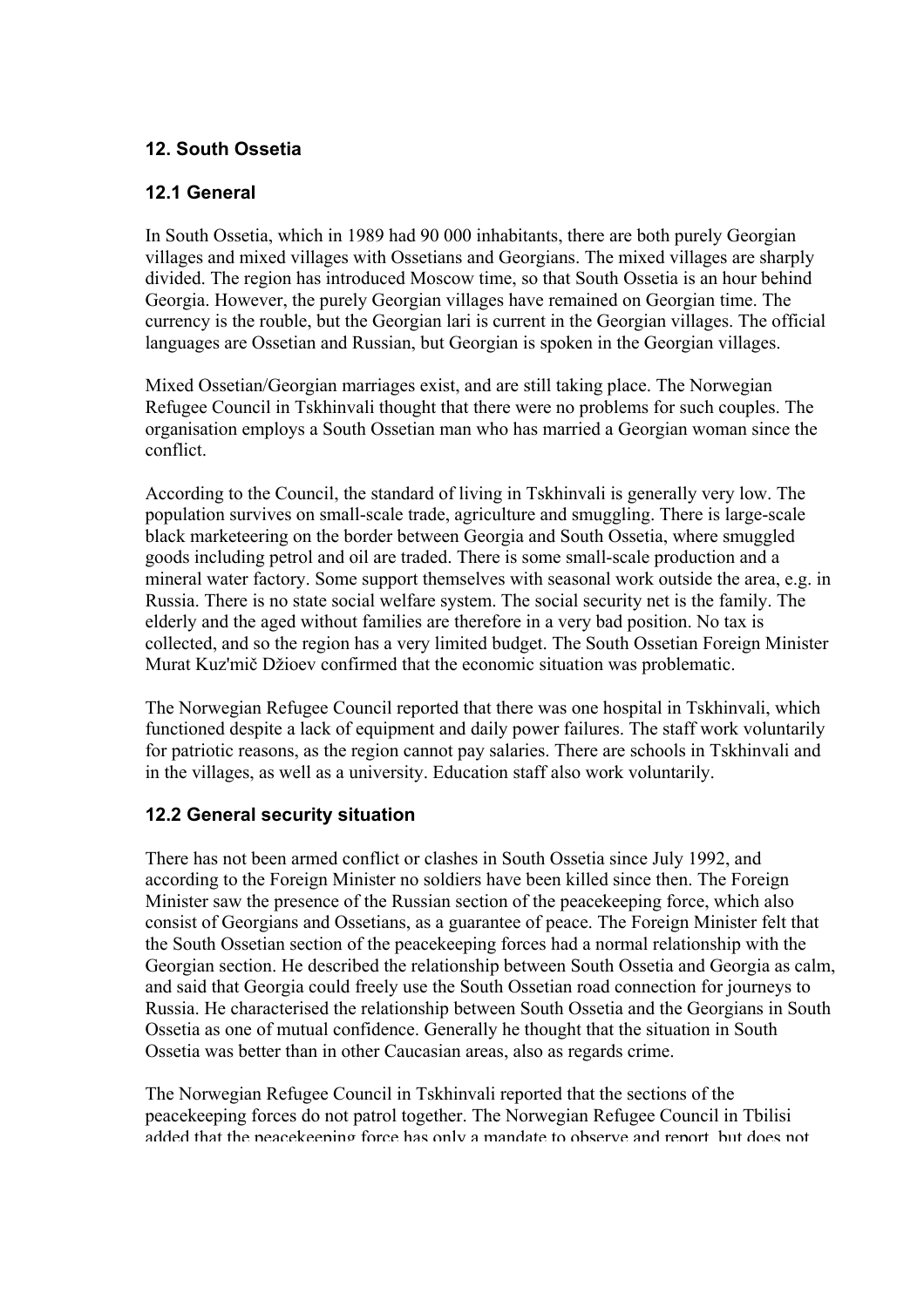## 12. South Ossetia

### 12.1 General

In South Ossetia, which in 1989 had 90 000 inhabitants, there are both purely Georgian villages and mixed villages with Ossetians and Georgians. The mixed villages are sharply divided. The region has introduced Moscow time, so that South Ossetia is an hour behind Georgia. However, the purely Georgian villages have remained on Georgian time. The currency is the rouble, but the Georgian lari is current in the Georgian villages. The official languages are Ossetian and Russian, but Georgian is spoken in the Georgian villages.

Mixed Ossetian/Georgian marriages exist, and are still taking place. The Norwegian Refugee Council in Tskhinvali thought that there were no problems for such couples. The organisation employs a South Ossetian man who has married a Georgian woman since the conflict.

According to the Council, the standard of living in Tskhinvali is generally very low. The population survives on small-scale trade, agriculture and smuggling. There is large-scale black marketeering on the border between Georgia and South Ossetia, where smuggled goods including petrol and oil are traded. There is some small-scale production and a mineral water factory. Some support themselves with seasonal work outside the area, e.g. in Russia. There is no state social welfare system. The social security net is the family. The elderly and the aged without families are therefore in a very bad position. No tax is collected, and so the region has a very limited budget. The South Ossetian Foreign Minister Murat Kuz'mič Džioev confirmed that the economic situation was problematic.

The Norwegian Refugee Council reported that there was one hospital in Tskhinvali, which functioned despite a lack of equipment and daily power failures. The staff work voluntarily for patriotic reasons, as the region cannot pay salaries. There are schools in Tskhinvali and in the villages, as well as a university. Education staff also work voluntarily.

### 12.2 General security situation

There has not been armed conflict or clashes in South Ossetia since July 1992, and according to the Foreign Minister no soldiers have been killed since then. The Foreign Minister saw the presence of the Russian section of the peacekeeping force, which also consist of Georgians and Ossetians, as a guarantee of peace. The Foreign Minister felt that the South Ossetian section of the peacekeeping forces had a normal relationship with the Georgian section. He described the relationship between South Ossetia and Georgia as calm, and said that Georgia could freely use the South Ossetian road connection for journeys to Russia. He characterised the relationship between South Ossetia and the Georgians in South Ossetia as one of mutual confidence. Generally he thought that the situation in South Ossetia was better than in other Caucasian areas, also as regards crime.

The Norwegian Refugee Council in Tskhinvali reported that the sections of the peacekeeping forces do not patrol together. The Norwegian Refugee Council in Tbilisi added that the peacekeeping force has only a mandate to observe and report, but does not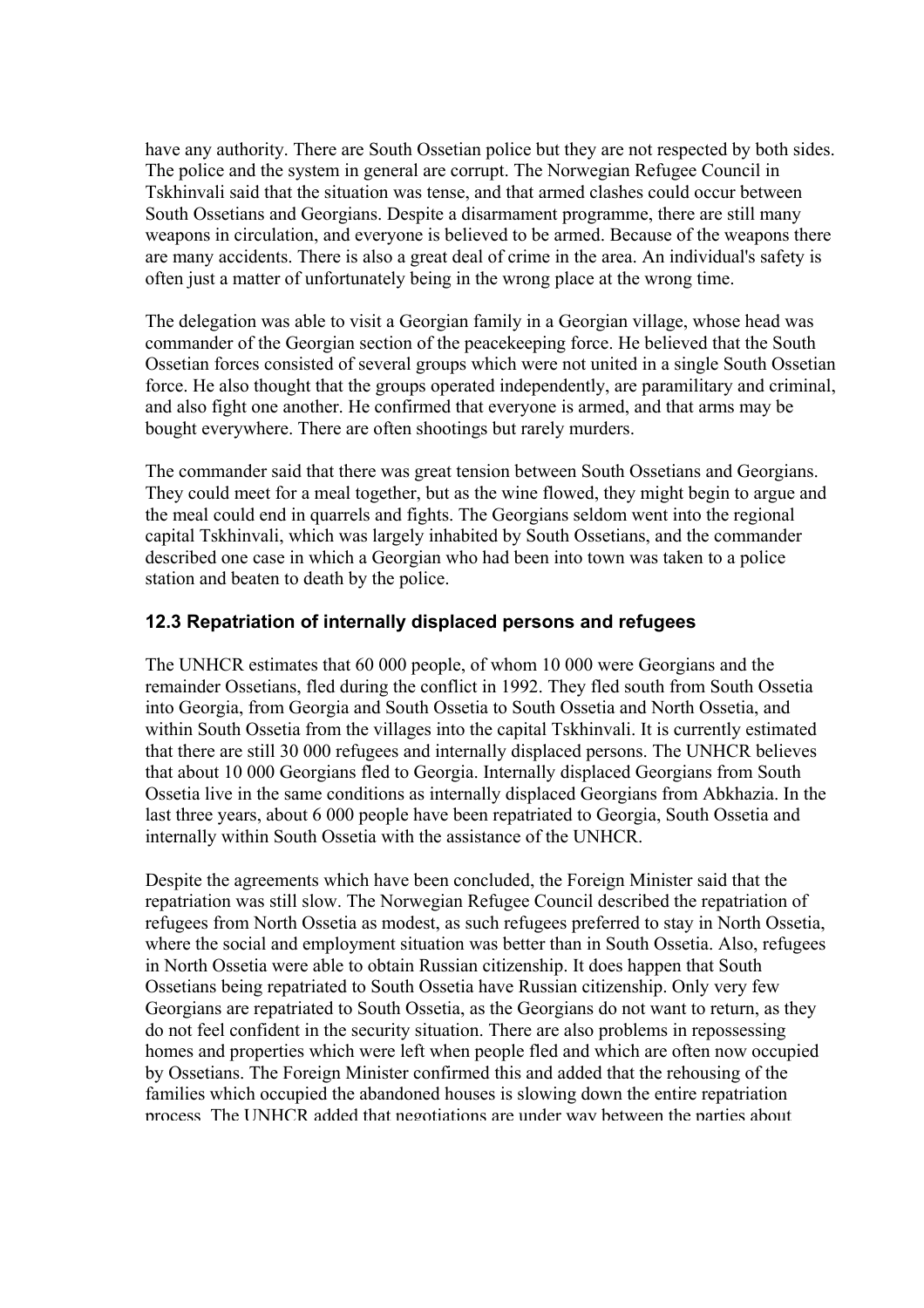have any authority. There are South Ossetian police but they are not respected by both sides. The police and the system in general are corrupt. The Norwegian Refugee Council in Tskhinvali said that the situation was tense, and that armed clashes could occur between South Ossetians and Georgians. Despite a disarmament programme, there are still many weapons in circulation, and everyone is believed to be armed. Because of the weapons there are many accidents. There is also a great deal of crime in the area. An individual's safety is often just a matter of unfortunately being in the wrong place at the wrong time.

The delegation was able to visit a Georgian family in a Georgian village, whose head was commander of the Georgian section of the peacekeeping force. He believed that the South Ossetian forces consisted of several groups which were not united in a single South Ossetian force. He also thought that the groups operated independently, are paramilitary and criminal, and also fight one another. He confirmed that everyone is armed, and that arms may be bought everywhere. There are often shootings but rarely murders.

The commander said that there was great tension between South Ossetians and Georgians. They could meet for a meal together, but as the wine flowed, they might begin to argue and the meal could end in quarrels and fights. The Georgians seldom went into the regional capital Tskhinvali, which was largely inhabited by South Ossetians, and the commander described one case in which a Georgian who had been into town was taken to a police station and beaten to death by the police.

### 12.3 Repatriation of internally displaced persons and refugees

The UNHCR estimates that 60 000 people, of whom 10 000 were Georgians and the remainder Ossetians, fled during the conflict in 1992. They fled south from South Ossetia into Georgia, from Georgia and South Ossetia to South Ossetia and North Ossetia, and within South Ossetia from the villages into the capital Tskhinvali. It is currently estimated that there are still 30 000 refugees and internally displaced persons. The UNHCR believes that about 10 000 Georgians fled to Georgia. Internally displaced Georgians from South Ossetia live in the same conditions as internally displaced Georgians from Abkhazia. In the last three years, about 6 000 people have been repatriated to Georgia, South Ossetia and internally within South Ossetia with the assistance of the UNHCR.

Despite the agreements which have been concluded, the Foreign Minister said that the repatriation was still slow. The Norwegian Refugee Council described the repatriation of refugees from North Ossetia as modest, as such refugees preferred to stay in North Ossetia, where the social and employment situation was better than in South Ossetia. Also, refugees in North Ossetia were able to obtain Russian citizenship. It does happen that South Ossetians being repatriated to South Ossetia have Russian citizenship. Only very few Georgians are repatriated to South Ossetia, as the Georgians do not want to return, as they do not feel confident in the security situation. There are also problems in repossessing homes and properties which were left when people fled and which are often now occupied by Ossetians. The Foreign Minister confirmed this and added that the rehousing of the families which occupied the abandoned houses is slowing down the entire repatriation process. The UNHCR added that negotiations are under way between the parties about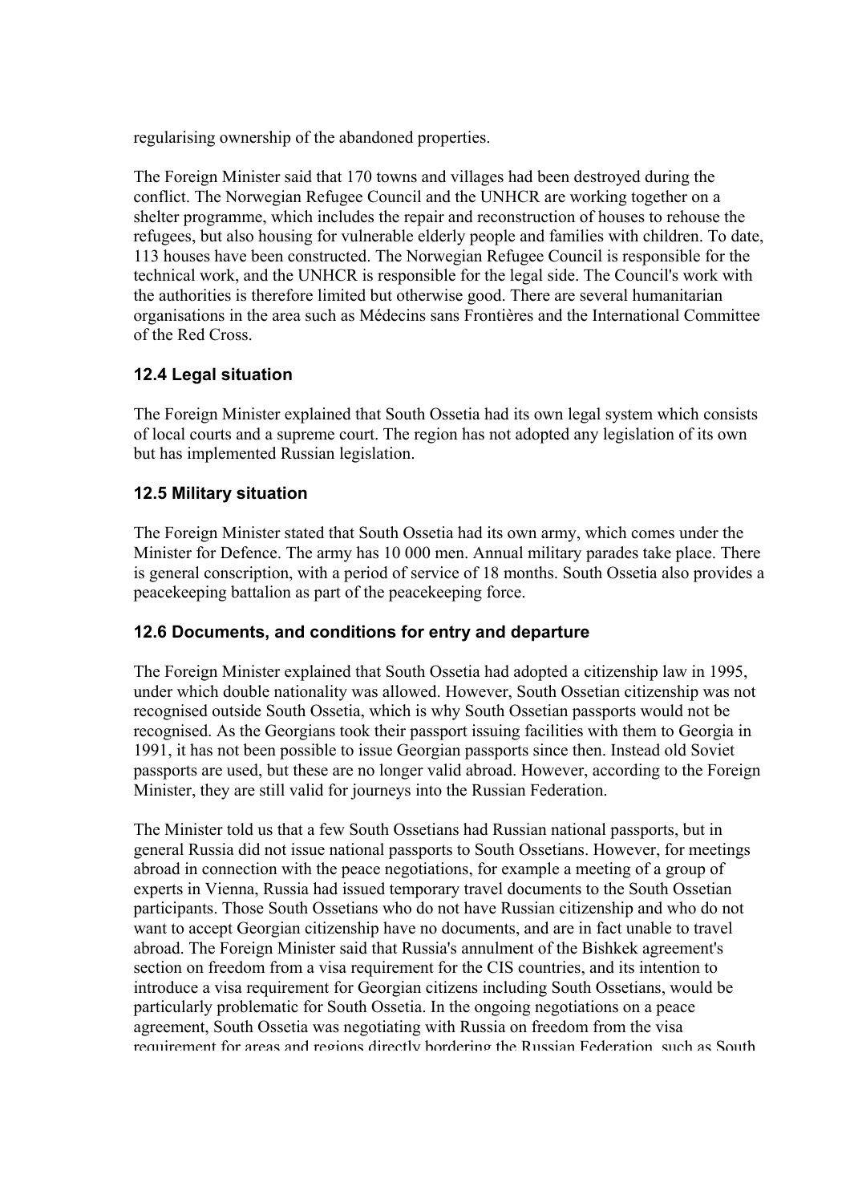regularising ownership of the abandoned properties.

The Foreign Minister said that 170 towns and villages had been destroyed during the conflict. The Norwegian Refugee Council and the UNHCR are working together on a shelter programme, which includes the repair and reconstruction of houses to rehouse the refugees, but also housing for vulnerable elderly people and families with children. To date, 113 houses have been constructed. The Norwegian Refugee Council is responsible for the technical work, and the UNHCR is responsible for the legal side. The Council's work with the authorities is therefore limited but otherwise good. There are several humanitarian organisations in the area such as Médecins sans Frontières and the International Committee of the Red Cross.

### 12.4 Legal situation

The Foreign Minister explained that South Ossetia had its own legal system which consists of local courts and a supreme court. The region has not adopted any legislation of its own but has implemented Russian legislation.

### 12.5 Military situation

The Foreign Minister stated that South Ossetia had its own army, which comes under the Minister for Defence. The army has 10 000 men. Annual military parades take place. There is general conscription, with a period of service of 18 months. South Ossetia also provides a peacekeeping battalion as part of the peacekeeping force.

### 12.6 Documents, and conditions for entry and departure

The Foreign Minister explained that South Ossetia had adopted a citizenship law in 1995, under which double nationality was allowed. However, South Ossetian citizenship was not recognised outside South Ossetia, which is why South Ossetian passports would not be recognised. As the Georgians took their passport issuing facilities with them to Georgia in 1991, it has not been possible to issue Georgian passports since then. Instead old Soviet passports are used, but these are no longer valid abroad. However, according to the Foreign Minister, they are still valid for journeys into the Russian Federation.

The Minister told us that a few South Ossetians had Russian national passports, but in general Russia did not issue national passports to South Ossetians. However, for meetings abroad in connection with the peace negotiations, for example a meeting of a group of experts in Vienna, Russia had issued temporary travel documents to the South Ossetian participants. Those South Ossetians who do not have Russian citizenship and who do not want to accept Georgian citizenship have no documents, and are in fact unable to travel abroad. The Foreign Minister said that Russia's annulment of the Bishkek agreement's section on freedom from a visa requirement for the CIS countries, and its intention to introduce a visa requirement for Georgian citizens including South Ossetians, would be particularly problematic for South Ossetia. In the ongoing negotiations on a peace agreement, South Ossetia was negotiating with Russia on freedom from the visa requirement for areas and regions directly bordering the Russian Federation, such as South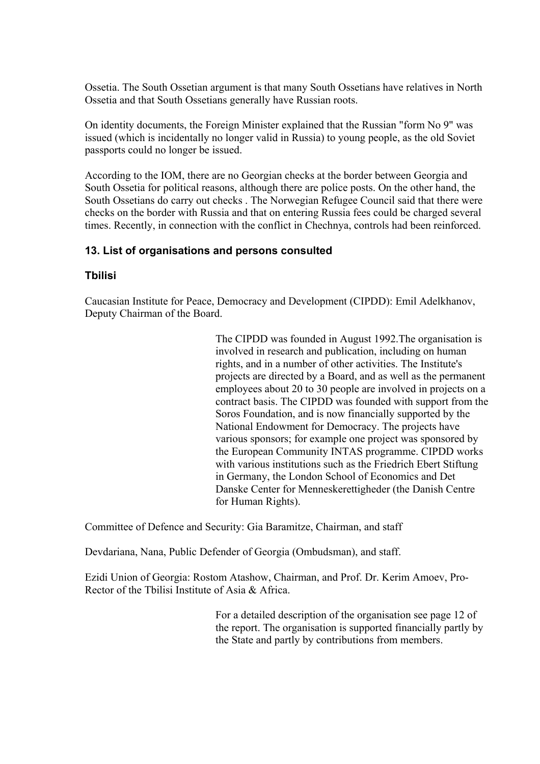Ossetia. The South Ossetian argument is that many South Ossetians have relatives in North Ossetia and that South Ossetians generally have Russian roots.

On identity documents, the Foreign Minister explained that the Russian "form No 9" was issued (which is incidentally no longer valid in Russia) to young people, as the old Soviet passports could no longer be issued.

According to the IOM, there are no Georgian checks at the border between Georgia and South Ossetia for political reasons, although there are police posts. On the other hand, the South Ossetians do carry out checks . The Norwegian Refugee Council said that there were checks on the border with Russia and that on entering Russia fees could be charged several times. Recently, in connection with the conflict in Chechnya, controls had been reinforced.

### 13. List of organisations and persons consulted

### Tbilisi

Caucasian Institute for Peace, Democracy and Development (CIPDD): Emil Adelkhanov, Deputy Chairman of the Board.

> The CIPDD was founded in August 1992.The organisation is involved in research and publication, including on human rights, and in a number of other activities. The Institute's projects are directed by a Board, and as well as the permanent employees about 20 to 30 people are involved in projects on a contract basis. The CIPDD was founded with support from the Soros Foundation, and is now financially supported by the National Endowment for Democracy. The projects have various sponsors; for example one project was sponsored by the European Community INTAS programme. CIPDD works with various institutions such as the Friedrich Ebert Stiftung in Germany, the London School of Economics and Det Danske Center for Menneskerettigheder (the Danish Centre for Human Rights).

Committee of Defence and Security: Gia Baramitze, Chairman, and staff

Devdariana, Nana, Public Defender of Georgia (Ombudsman), and staff.

Ezidi Union of Georgia: Rostom Atashow, Chairman, and Prof. Dr. Kerim Amoev, Pro-Rector of the Tbilisi Institute of Asia & Africa.

> For a detailed description of the organisation see page 12 of the report. The organisation is supported financially partly by the State and partly by contributions from members.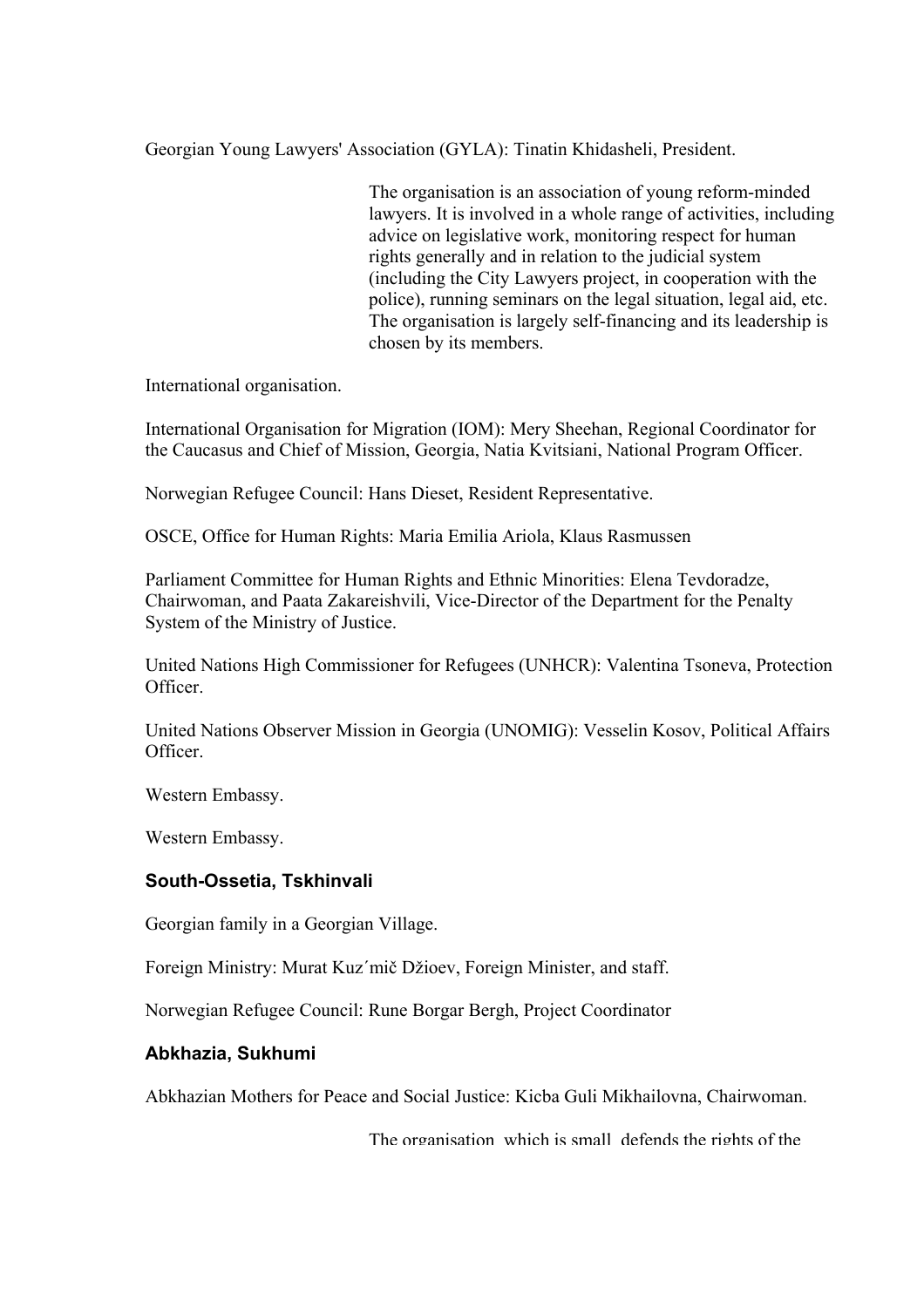Georgian Young Lawyers' Association (GYLA): Tinatin Khidasheli, President.

The organisation is an association of young reform-minded lawyers. It is involved in a whole range of activities, including advice on legislative work, monitoring respect for human rights generally and in relation to the judicial system (including the City Lawyers project, in cooperation with the police), running seminars on the legal situation, legal aid, etc. The organisation is largely self-financing and its leadership is chosen by its members.

International organisation.

International Organisation for Migration (IOM): Mery Sheehan, Regional Coordinator for the Caucasus and Chief of Mission, Georgia, Natia Kvitsiani, National Program Officer.

Norwegian Refugee Council: Hans Dieset, Resident Representative.

OSCE, Office for Human Rights: Maria Emilia Ariola, Klaus Rasmussen

Parliament Committee for Human Rights and Ethnic Minorities: Elena Tevdoradze, Chairwoman, and Paata Zakareishvili, Vice-Director of the Department for the Penalty System of the Ministry of Justice.

United Nations High Commissioner for Refugees (UNHCR): Valentina Tsoneva, Protection Officer.

United Nations Observer Mission in Georgia (UNOMIG): Vesselin Kosov, Political Affairs Officer.

Western Embassy.

Western Embassy.

### South-Ossetia, Tskhinvali

Georgian family in a Georgian Village.

Foreign Ministry: Murat Kuz´mič Džioev, Foreign Minister, and staff.

Norwegian Refugee Council: Rune Borgar Bergh, Project Coordinator

### Abkhazia, Sukhumi

Abkhazian Mothers for Peace and Social Justice: Kicba Guli Mikhailovna, Chairwoman.

The organisation, which is small, defends the rights of the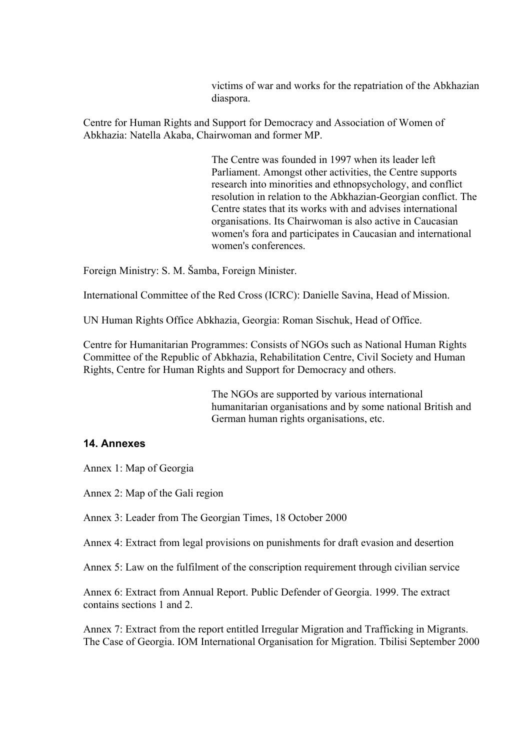victims of war and works for the repatriation of the Abkhazian diaspora.

Centre for Human Rights and Support for Democracy and Association of Women of Abkhazia: Natella Akaba, Chairwoman and former MP.

The Centre was founded in 1997 when its leader left Parliament. Amongst other activities, the Centre supports research into minorities and ethnopsychology, and conflict resolution in relation to the Abkhazian-Georgian conflict. The Centre states that its works with and advises international organisations. Its Chairwoman is also active in Caucasian women's fora and participates in Caucasian and international women's conferences.

Foreign Ministry: S. M. Šamba, Foreign Minister.

International Committee of the Red Cross (ICRC): Danielle Savina, Head of Mission.

UN Human Rights Office Abkhazia, Georgia: Roman Sischuk, Head of Office.

Centre for Humanitarian Programmes: Consists of NGOs such as National Human Rights Committee of the Republic of Abkhazia, Rehabilitation Centre, Civil Society and Human Rights, Centre for Human Rights and Support for Democracy and others.

The NGOs are supported by various international humanitarian organisations and by some national British and German human rights organisations, etc.

### 14. Annexes

Annex 1: Map of Georgia

Annex 2: Map of the Gali region

Annex 3: Leader from The Georgian Times, 18 October 2000

Annex 4: Extract from legal provisions on punishments for draft evasion and desertion

Annex 5: Law on the fulfilment of the conscription requirement through civilian service

Annex 6: Extract from Annual Report. Public Defender of Georgia. 1999. The extract contains sections 1 and 2.

Annex 7: Extract from the report entitled Irregular Migration and Trafficking in Migrants. The Case of Georgia. IOM International Organisation for Migration. Tbilisi September 2000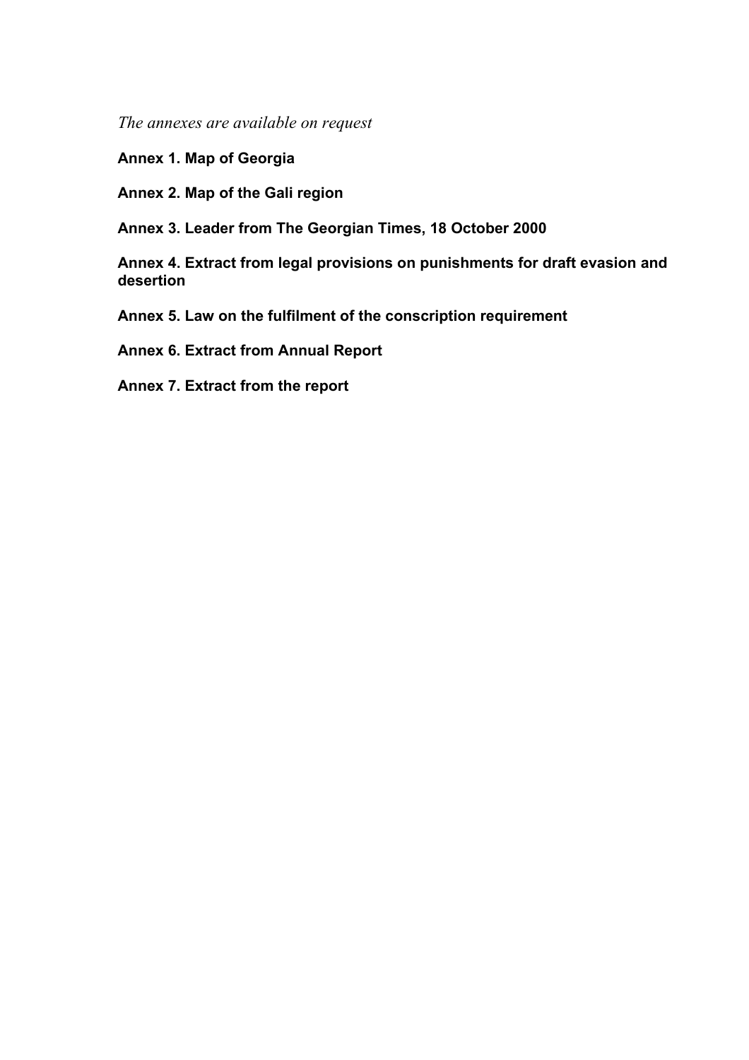*The annexes are available on request*

**Annex 1. Map of Georgia**

**Annex 2. Map of the Gali region**

**Annex 3. Leader from The Georgian Times, 18 October 2000**

**Annex 4. Extract from legal provisions on punishments for draft evasion and desertion**

**Annex 5. Law on the fulfilment of the conscription requirement**

**Annex 6. Extract from Annual Report**

**Annex 7. Extract from the report**